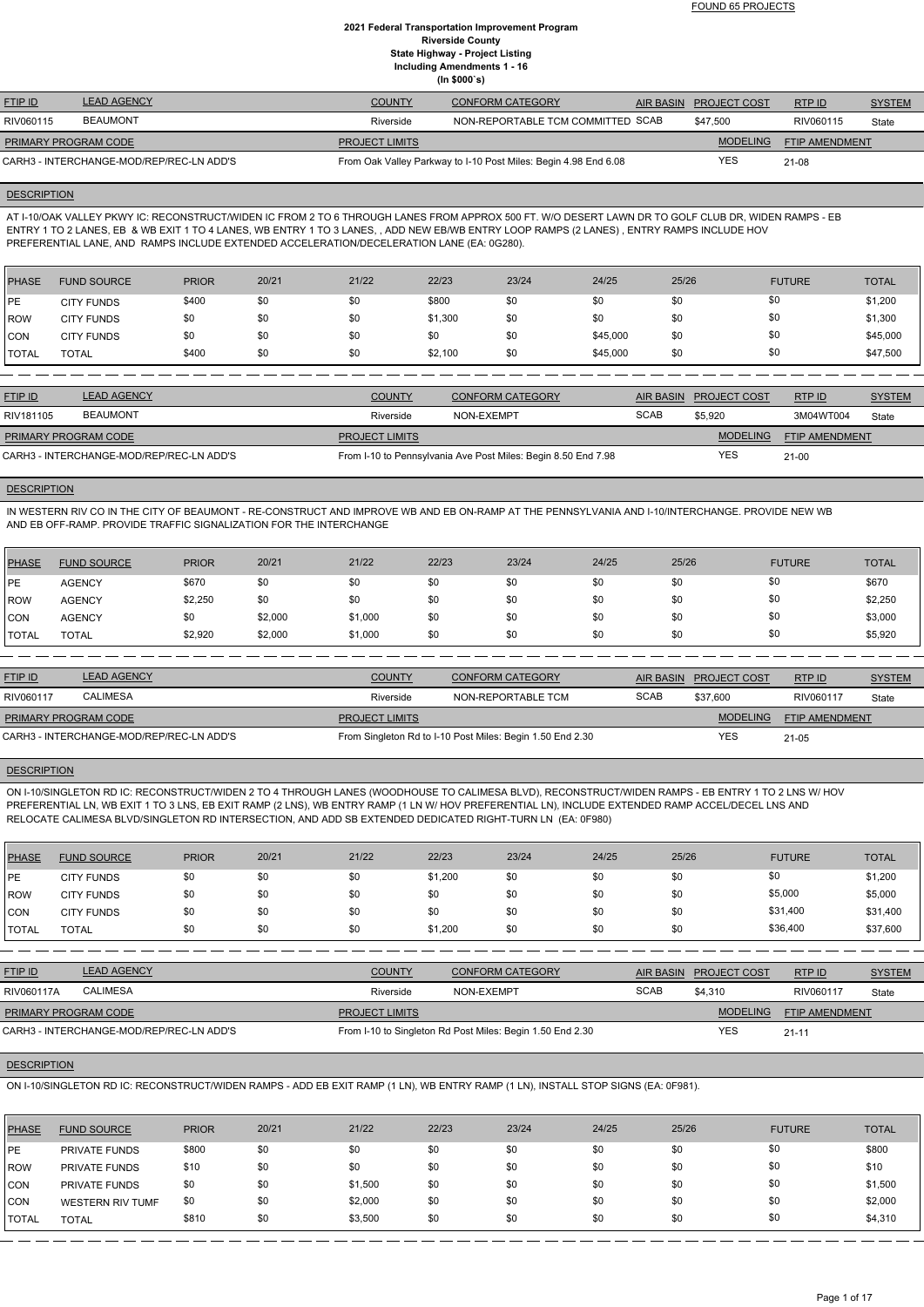FOUND 65 PROJECTS

# 2021 Federal Transportation Improvement Program
## Riverside County
## State Highway - Project Listing
## Including Amendments 1 - 16
## (In $000`s)

| FTIP ID | LEAD AGENCY | COUNTY | CONFORM CATEGORY | AIR BASIN | PROJECT COST | RTP ID | SYSTEM |
|---|---|---|---|---|---|---|---|
| RIV060115 | BEAUMONT | Riverside | NON-REPORTABLE TCM COMMITTED | SCAB | $47,500 | RIV060115 | State |

| PRIMARY PROGRAM CODE | PROJECT LIMITS | MODELING | FTIP AMENDMENT |
|---|---|---|---|
| CARH3 - INTERCHANGE-MOD/REP/REC-LN ADD'S | From Oak Valley Parkway to I-10 Post Miles: Begin 4.98 End 6.08 | YES | 21-08 |

**DESCRIPTION**

AT I-10/OAK VALLEY PKWY IC: RECONSTRUCT/WIDEN IC FROM 2 TO 6 THROUGH LANES FROM APPROX 500 FT. W/O DESERT LAWN DR TO GOLF CLUB DR, WIDEN RAMPS - EB ENTRY 1 TO 2 LANES, EB & WB EXIT 1 TO 4 LANES, WB ENTRY 1 TO 3 LANES, , ADD NEW EB/WB ENTRY LOOP RAMPS (2 LANES) , ENTRY RAMPS INCLUDE HOV PREFERENTIAL LANE, AND RAMPS INCLUDE EXTENDED ACCELERATION/DECELERATION LANE (EA: 0G280).

| PHASE | FUND SOURCE | PRIOR | 20/21 | 21/22 | 22/23 | 23/24 | 24/25 | 25/26 | FUTURE | TOTAL |
|---|---|---|---|---|---|---|---|---|---|---|
| PE | CITY FUNDS | $400 | $0 | $0 | $800 | $0 | $0 | $0 | $0 | $1,200 |
| ROW | CITY FUNDS | $0 | $0 | $0 | $1,300 | $0 | $0 | $0 | $0 | $1,300 |
| CON | CITY FUNDS | $0 | $0 | $0 | $0 | $0 | $45,000 | $0 | $0 | $45,000 |
| TOTAL | TOTAL | $400 | $0 | $0 | $2,100 | $0 | $45,000 | $0 | $0 | $47,500 |

| FTIP ID | LEAD AGENCY | COUNTY | CONFORM CATEGORY | AIR BASIN | PROJECT COST | RTP ID | SYSTEM |
|---|---|---|---|---|---|---|---|
| RIV181105 | BEAUMONT | Riverside | NON-EXEMPT | SCAB | $5,920 | 3M04WT004 | State |

| PRIMARY PROGRAM CODE | PROJECT LIMITS | MODELING | FTIP AMENDMENT |
|---|---|---|---|
| CARH3 - INTERCHANGE-MOD/REP/REC-LN ADD'S | From I-10 to Pennsylvania Ave Post Miles: Begin 8.50 End 7.98 | YES | 21-00 |

**DESCRIPTION**

IN WESTERN RIV CO IN THE CITY OF BEAUMONT - RE-CONSTRUCT AND IMPROVE WB AND EB ON-RAMP AT THE PENNSYLVANIA AND I-10/INTERCHANGE. PROVIDE NEW WB AND EB OFF-RAMP. PROVIDE TRAFFIC SIGNALIZATION FOR THE INTERCHANGE

| PHASE | FUND SOURCE | PRIOR | 20/21 | 21/22 | 22/23 | 23/24 | 24/25 | 25/26 | FUTURE | TOTAL |
|---|---|---|---|---|---|---|---|---|---|---|
| PE | AGENCY | $670 | $0 | $0 | $0 | $0 | $0 | $0 | $0 | $670 |
| ROW | AGENCY | $2,250 | $0 | $0 | $0 | $0 | $0 | $0 | $0 | $2,250 |
| CON | AGENCY | $0 | $2,000 | $1,000 | $0 | $0 | $0 | $0 | $0 | $3,000 |
| TOTAL | TOTAL | $2,920 | $2,000 | $1,000 | $0 | $0 | $0 | $0 | $0 | $5,920 |

| FTIP ID | LEAD AGENCY | COUNTY | CONFORM CATEGORY | AIR BASIN | PROJECT COST | RTP ID | SYSTEM |
|---|---|---|---|---|---|---|---|
| RIV060117 | CALIMESA | Riverside | NON-REPORTABLE TCM | SCAB | $37,600 | RIV060117 | State |

| PRIMARY PROGRAM CODE | PROJECT LIMITS | MODELING | FTIP AMENDMENT |
|---|---|---|---|
| CARH3 - INTERCHANGE-MOD/REP/REC-LN ADD'S | From Singleton Rd to I-10 Post Miles: Begin 1.50 End 2.30 | YES | 21-05 |

**DESCRIPTION**

ON I-10/SINGLETON RD IC: RECONSTRUCT/WIDEN 2 TO 4 THROUGH LANES (WOODHOUSE TO CALIMESA BLVD), RECONSTRUCT/WIDEN RAMPS - EB ENTRY 1 TO 2 LNS W/ HOV PREFERENTIAL LN, WB EXIT 1 TO 3 LNS, EB EXIT RAMP (2 LNS), WB ENTRY RAMP (1 LN W/ HOV PREFERENTIAL LN), INCLUDE EXTENDED RAMP ACCEL/DECEL LNS AND RELOCATE CALIMESA BLVD/SINGLETON RD INTERSECTION, AND ADD SB EXTENDED DEDICATED RIGHT-TURN LN (EA: 0F980)

| PHASE | FUND SOURCE | PRIOR | 20/21 | 21/22 | 22/23 | 23/24 | 24/25 | 25/26 | FUTURE | TOTAL |
|---|---|---|---|---|---|---|---|---|---|---|
| PE | CITY FUNDS | $0 | $0 | $0 | $1,200 | $0 | $0 | $0 | $0 | $1,200 |
| ROW | CITY FUNDS | $0 | $0 | $0 | $0 | $0 | $0 | $0 | $5,000 | $5,000 |
| CON | CITY FUNDS | $0 | $0 | $0 | $0 | $0 | $0 | $0 | $31,400 | $31,400 |
| TOTAL | TOTAL | $0 | $0 | $0 | $1,200 | $0 | $0 | $0 | $36,400 | $37,600 |

| FTIP ID | LEAD AGENCY | COUNTY | CONFORM CATEGORY | AIR BASIN | PROJECT COST | RTP ID | SYSTEM |
|---|---|---|---|---|---|---|---|
| RIV060117A | CALIMESA | Riverside | NON-EXEMPT | SCAB | $4,310 | RIV060117 | State |

| PRIMARY PROGRAM CODE | PROJECT LIMITS | MODELING | FTIP AMENDMENT |
|---|---|---|---|
| CARH3 - INTERCHANGE-MOD/REP/REC-LN ADD'S | From I-10 to Singleton Rd Post Miles: Begin 1.50 End 2.30 | YES | 21-11 |

**DESCRIPTION**

ON I-10/SINGLETON RD IC: RECONSTRUCT/WIDEN RAMPS - ADD EB EXIT RAMP (1 LN), WB ENTRY RAMP (1 LN), INSTALL STOP SIGNS (EA: 0F981).

| PHASE | FUND SOURCE | PRIOR | 20/21 | 21/22 | 22/23 | 23/24 | 24/25 | 25/26 | FUTURE | TOTAL |
|---|---|---|---|---|---|---|---|---|---|---|
| PE | PRIVATE FUNDS | $800 | $0 | $0 | $0 | $0 | $0 | $0 | $0 | $800 |
| ROW | PRIVATE FUNDS | $10 | $0 | $0 | $0 | $0 | $0 | $0 | $0 | $10 |
| CON | PRIVATE FUNDS | $0 | $0 | $1,500 | $0 | $0 | $0 | $0 | $0 | $1,500 |
| CON | WESTERN RIV TUMF | $0 | $0 | $2,000 | $0 | $0 | $0 | $0 | $0 | $2,000 |
| TOTAL | TOTAL | $810 | $0 | $3,500 | $0 | $0 | $0 | $0 | $0 | $4,310 |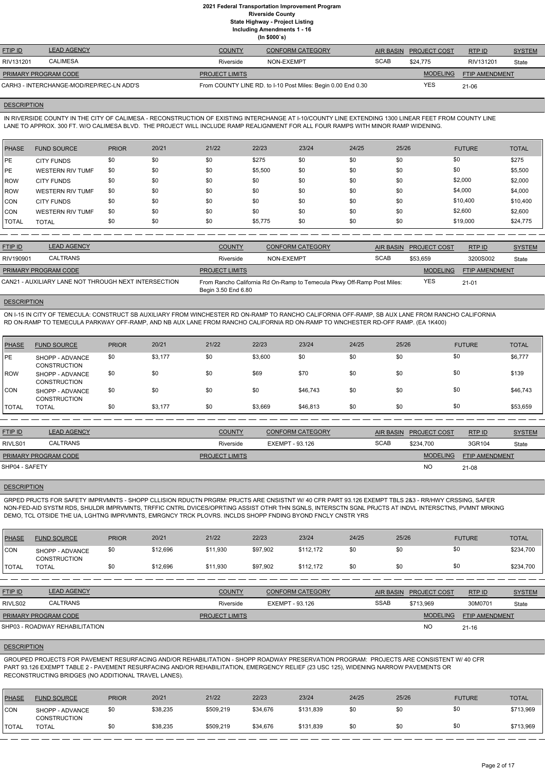# 2021 Federal Transportation Improvement Program
## Riverside County
### State Highway - Project Listing
### Including Amendments 1 - 16
### (In $000`s)

| FTIP ID | LEAD AGENCY | COUNTY | CONFORM CATEGORY | AIR BASIN | PROJECT COST | RTP ID | SYSTEM |
|---|---|---|---|---|---|---|---|
| RIV131201 | CALIMESA | Riverside | NON-EXEMPT | SCAB | $24,775 | RIV131201 | State |

| PRIMARY PROGRAM CODE | PROJECT LIMITS | MODELING | FTIP AMENDMENT |
|---|---|---|---|
| CARH3 - INTERCHANGE-MOD/REP/REC-LN ADD'S | From COUNTY LINE RD. to I-10 Post Miles: Begin 0.00 End 0.30 | YES | 21-06 |

**DESCRIPTION**

IN RIVERSIDE COUNTY IN THE CITY OF CALIMESA - RECONSTRUCTION OF EXISTING INTERCHANGE AT I-10/COUNTY LINE EXTENDING 1300 LINEAR FEET FROM COUNTY LINE LANE TO APPROX. 300 FT. W/O CALIMESA BLVD. THE PROJECT WILL INCLUDE RAMP REALIGNMENT FOR ALL FOUR RAMPS WITH MINOR RAMP WIDENING.

| PHASE | FUND SOURCE | PRIOR | 20/21 | 21/22 | 22/23 | 23/24 | 24/25 | 25/26 | FUTURE | TOTAL |
|---|---|---|---|---|---|---|---|---|---|---|
| PE | CITY FUNDS | $0 | $0 | $0 | $275 | $0 | $0 | $0 | $0 | $275 |
| PE | WESTERN RIV TUMF | $0 | $0 | $0 | $5,500 | $0 | $0 | $0 | $0 | $5,500 |
| ROW | CITY FUNDS | $0 | $0 | $0 | $0 | $0 | $0 | $0 | $2,000 | $2,000 |
| ROW | WESTERN RIV TUMF | $0 | $0 | $0 | $0 | $0 | $0 | $0 | $4,000 | $4,000 |
| CON | CITY FUNDS | $0 | $0 | $0 | $0 | $0 | $0 | $0 | $10,400 | $10,400 |
| CON | WESTERN RIV TUMF | $0 | $0 | $0 | $0 | $0 | $0 | $0 | $2,600 | $2,600 |
| TOTAL | TOTAL | $0 | $0 | $0 | $5,775 | $0 | $0 | $0 | $19,000 | $24,775 |

| FTIP ID | LEAD AGENCY | COUNTY | CONFORM CATEGORY | AIR BASIN | PROJECT COST | RTP ID | SYSTEM |
|---|---|---|---|---|---|---|---|
| RIV190901 | CALTRANS | Riverside | NON-EXEMPT | SCAB | $53,659 | 3200S002 | State |

| PRIMARY PROGRAM CODE | PROJECT LIMITS | MODELING | FTIP AMENDMENT |
|---|---|---|---|
| CAN21 - AUXILIARY LANE NOT THROUGH NEXT INTERSECTION | From Rancho California Rd On-Ramp to Temecula Pkwy Off-Ramp Post Miles: Begin 3.50 End 6.80 | YES | 21-01 |

**DESCRIPTION**

ON I-15 IN CITY OF TEMECULA: CONSTRUCT SB AUXILIARY FROM WINCHESTER RD ON-RAMP TO RANCHO CALIFORNIA OFF-RAMP, SB AUX LANE FROM RANCHO CALIFORNIA RD ON-RAMP TO TEMECULA PARKWAY OFF-RAMP, AND NB AUX LANE FROM RANCHO CALIFORNIA RD ON-RAMP TO WNCHESTER RD-OFF RAMP. (EA 1K400)

| PHASE | FUND SOURCE | PRIOR | 20/21 | 21/22 | 22/23 | 23/24 | 24/25 | 25/26 | FUTURE | TOTAL |
|---|---|---|---|---|---|---|---|---|---|---|
| PE | SHOPP - ADVANCE CONSTRUCTION | $0 | $3,177 | $0 | $3,600 | $0 | $0 | $0 | $0 | $6,777 |
| ROW | SHOPP - ADVANCE CONSTRUCTION | $0 | $0 | $0 | $69 | $70 | $0 | $0 | $0 | $139 |
| CON | SHOPP - ADVANCE CONSTRUCTION | $0 | $0 | $0 | $0 | $46,743 | $0 | $0 | $0 | $46,743 |
| TOTAL | TOTAL | $0 | $3,177 | $0 | $3,669 | $46,813 | $0 | $0 | $0 | $53,659 |

| FTIP ID | LEAD AGENCY | COUNTY | CONFORM CATEGORY | AIR BASIN | PROJECT COST | RTP ID | SYSTEM |
|---|---|---|---|---|---|---|---|
| RIVLS01 | CALTRANS | Riverside | EXEMPT - 93.126 | SCAB | $234,700 | 3GR104 | State |

| PRIMARY PROGRAM CODE | PROJECT LIMITS | MODELING | FTIP AMENDMENT |
|---|---|---|---|
| SHP04 - SAFETY | | NO | 21-08 |

**DESCRIPTION**

GRPED PRJCTS FOR SAFETY IMPRVMNTS - SHOPP CLLISION RDUCTN PRGRM: PRJCTS ARE CNSISTNT W/ 40 CFR PART 93.126 EXEMPT TBLS 2&3 - RR/HWY CRSSING, SAFER NON-FED-AID SYSTM RDS, SHULDR IMPRVMNTS, TRFFIC CNTRL DVICES/OPRTING ASSIST OTHR THN SGNLS, INTERSCTN SGNL PRJCTS AT INDVL INTERSCTNS, PVMNT MRKING DEMO, TCL OTSIDE THE UA, LGHTNG IMPRVMNTS, EMRGNCY TRCK PLOVRS. INCLDS SHOPP FNDING BYOND FNCLY CNSTR YRS

| PHASE | FUND SOURCE | PRIOR | 20/21 | 21/22 | 22/23 | 23/24 | 24/25 | 25/26 | FUTURE | TOTAL |
|---|---|---|---|---|---|---|---|---|---|---|
| CON | SHOPP - ADVANCE CONSTRUCTION | $0 | $12,696 | $11,930 | $97,902 | $112,172 | $0 | $0 | $0 | $234,700 |
| TOTAL | TOTAL | $0 | $12,696 | $11,930 | $97,902 | $112,172 | $0 | $0 | $0 | $234,700 |

| FTIP ID | LEAD AGENCY | COUNTY | CONFORM CATEGORY | AIR BASIN | PROJECT COST | RTP ID | SYSTEM |
|---|---|---|---|---|---|---|---|
| RIVLS02 | CALTRANS | Riverside | EXEMPT - 93.126 | SSAB | $713,969 | 30M0701 | State |

| PRIMARY PROGRAM CODE | PROJECT LIMITS | MODELING | FTIP AMENDMENT |
|---|---|---|---|
| SHP03 - ROADWAY REHABILITATION | | NO | 21-16 |

**DESCRIPTION**

GROUPED PROJECTS FOR PAVEMENT RESURFACING AND/OR REHABILITATION - SHOPP ROADWAY PRESERVATION PROGRAM: PROJECTS ARE CONSISTENT W/ 40 CFR PART 93.126 EXEMPT TABLE 2 - PAVEMENT RESURFACING AND/OR REHABILITATION, EMERGENCY RELIEF (23 USC 125), WIDENING NARROW PAVEMENTS OR RECONSTRUCTING BRIDGES (NO ADDITIONAL TRAVEL LANES).

| PHASE | FUND SOURCE | PRIOR | 20/21 | 21/22 | 22/23 | 23/24 | 24/25 | 25/26 | FUTURE | TOTAL |
|---|---|---|---|---|---|---|---|---|---|---|
| CON | SHOPP - ADVANCE CONSTRUCTION | $0 | $38,235 | $509,219 | $34,676 | $131,839 | $0 | $0 | $0 | $713,969 |
| TOTAL | TOTAL | $0 | $38,235 | $509,219 | $34,676 | $131,839 | $0 | $0 | $0 | $713,969 |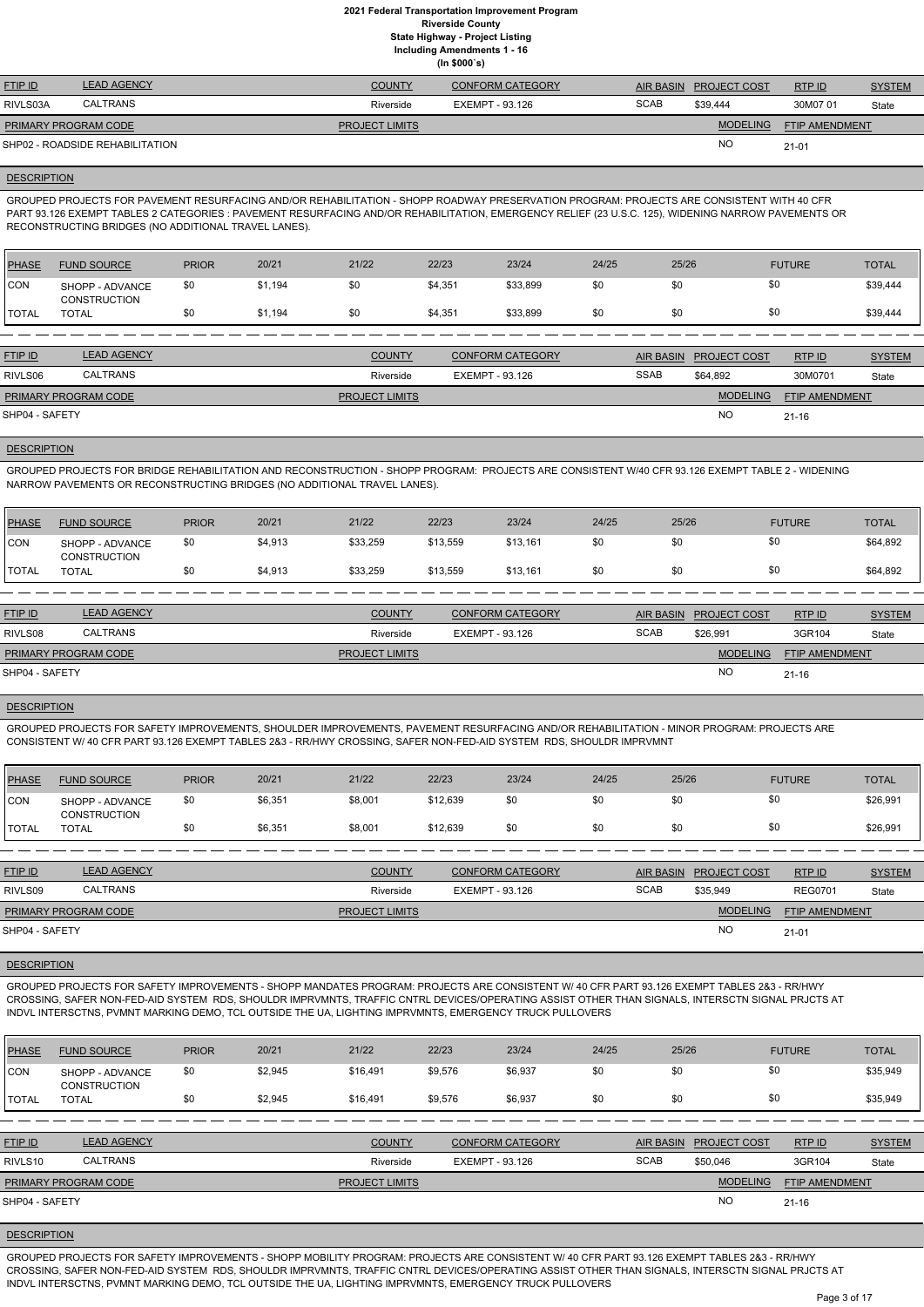# 2021 Federal Transportation Improvement Program
## Riverside County
### State Highway - Project Listing
### Including Amendments 1 - 16
### (In $000`s)

| FTIP ID | LEAD AGENCY | COUNTY | CONFORM CATEGORY | AIR BASIN | PROJECT COST | RTP ID | SYSTEM |
|---|---|---|---|---|---|---|---|
| RIVLS03A | CALTRANS | Riverside | EXEMPT - 93.126 | SCAB | $39,444 | 30M07 01 | State |

| PRIMARY PROGRAM CODE | PROJECT LIMITS | MODELING | FTIP AMENDMENT |
|---|---|---|---|
| SHP02 - ROADSIDE REHABILITATION | | NO | 21-01 |

**DESCRIPTION**

GROUPED PROJECTS FOR PAVEMENT RESURFACING AND/OR REHABILITATION - SHOPP ROADWAY PRESERVATION PROGRAM: PROJECTS ARE CONSISTENT WITH 40 CFR PART 93.126 EXEMPT TABLES 2 CATEGORIES : PAVEMENT RESURFACING AND/OR REHABILITATION, EMERGENCY RELIEF (23 U.S.C. 125), WIDENING NARROW PAVEMENTS OR RECONSTRUCTING BRIDGES (NO ADDITIONAL TRAVEL LANES).

| PHASE | FUND SOURCE | PRIOR | 20/21 | 21/22 | 22/23 | 23/24 | 24/25 | 25/26 | FUTURE | TOTAL |
|---|---|---|---|---|---|---|---|---|---|---|
| CON | SHOPP - ADVANCE CONSTRUCTION | $0 | $1,194 | $0 | $4,351 | $33,899 | $0 | $0 | $0 | $39,444 |
| TOTAL | TOTAL | $0 | $1,194 | $0 | $4,351 | $33,899 | $0 | $0 | $0 | $39,444 |

| FTIP ID | LEAD AGENCY | COUNTY | CONFORM CATEGORY | AIR BASIN | PROJECT COST | RTP ID | SYSTEM |
|---|---|---|---|---|---|---|---|
| RIVLS06 | CALTRANS | Riverside | EXEMPT - 93.126 | SSAB | $64,892 | 30M0701 | State |

| PRIMARY PROGRAM CODE | PROJECT LIMITS | MODELING | FTIP AMENDMENT |
|---|---|---|---|
| SHP04 - SAFETY | | NO | 21-16 |

**DESCRIPTION**

GROUPED PROJECTS FOR BRIDGE REHABILITATION AND RECONSTRUCTION - SHOPP PROGRAM: PROJECTS ARE CONSISTENT W/40 CFR 93.126 EXEMPT TABLE 2 - WIDENING NARROW PAVEMENTS OR RECONSTRUCTING BRIDGES (NO ADDITIONAL TRAVEL LANES).

| PHASE | FUND SOURCE | PRIOR | 20/21 | 21/22 | 22/23 | 23/24 | 24/25 | 25/26 | FUTURE | TOTAL |
|---|---|---|---|---|---|---|---|---|---|---|
| CON | SHOPP - ADVANCE CONSTRUCTION | $0 | $4,913 | $33,259 | $13,559 | $13,161 | $0 | $0 | $0 | $64,892 |
| TOTAL | TOTAL | $0 | $4,913 | $33,259 | $13,559 | $13,161 | $0 | $0 | $0 | $64,892 |

| FTIP ID | LEAD AGENCY | COUNTY | CONFORM CATEGORY | AIR BASIN | PROJECT COST | RTP ID | SYSTEM |
|---|---|---|---|---|---|---|---|
| RIVLS08 | CALTRANS | Riverside | EXEMPT - 93.126 | SCAB | $26,991 | 3GR104 | State |

| PRIMARY PROGRAM CODE | PROJECT LIMITS | MODELING | FTIP AMENDMENT |
|---|---|---|---|
| SHP04 - SAFETY | | NO | 21-16 |

**DESCRIPTION**

GROUPED PROJECTS FOR SAFETY IMPROVEMENTS, SHOULDER IMPROVEMENTS, PAVEMENT RESURFACING AND/OR REHABILITATION - MINOR PROGRAM: PROJECTS ARE CONSISTENT W/ 40 CFR PART 93.126 EXEMPT TABLES 2&3 - RR/HWY CROSSING, SAFER NON-FED-AID SYSTEM RDS, SHOULDR IMPRVMNT

| PHASE | FUND SOURCE | PRIOR | 20/21 | 21/22 | 22/23 | 23/24 | 24/25 | 25/26 | FUTURE | TOTAL |
|---|---|---|---|---|---|---|---|---|---|---|
| CON | SHOPP - ADVANCE CONSTRUCTION | $0 | $6,351 | $8,001 | $12,639 | $0 | $0 | $0 | $0 | $26,991 |
| TOTAL | TOTAL | $0 | $6,351 | $8,001 | $12,639 | $0 | $0 | $0 | $0 | $26,991 |

| FTIP ID | LEAD AGENCY | COUNTY | CONFORM CATEGORY | AIR BASIN | PROJECT COST | RTP ID | SYSTEM |
|---|---|---|---|---|---|---|---|
| RIVLS09 | CALTRANS | Riverside | EXEMPT - 93.126 | SCAB | $35,949 | REG0701 | State |

| PRIMARY PROGRAM CODE | PROJECT LIMITS | MODELING | FTIP AMENDMENT |
|---|---|---|---|
| SHP04 - SAFETY | | NO | 21-01 |

**DESCRIPTION**

GROUPED PROJECTS FOR SAFETY IMPROVEMENTS - SHOPP MANDATES PROGRAM: PROJECTS ARE CONSISTENT W/ 40 CFR PART 93.126 EXEMPT TABLES 2&3 - RR/HWY CROSSING, SAFER NON-FED-AID SYSTEM RDS, SHOULDR IMPRVMNTS, TRAFFIC CNTRL DEVICES/OPERATING ASSIST OTHER THAN SIGNALS, INTERSCTN SIGNAL PRJCTS AT INDVL INTERSCTNS, PVMNT MARKING DEMO, TCL OUTSIDE THE UA, LIGHTING IMPRVMNTS, EMERGENCY TRUCK PULLOVERS

| PHASE | FUND SOURCE | PRIOR | 20/21 | 21/22 | 22/23 | 23/24 | 24/25 | 25/26 | FUTURE | TOTAL |
|---|---|---|---|---|---|---|---|---|---|---|
| CON | SHOPP - ADVANCE CONSTRUCTION | $0 | $2,945 | $16,491 | $9,576 | $6,937 | $0 | $0 | $0 | $35,949 |
| TOTAL | TOTAL | $0 | $2,945 | $16,491 | $9,576 | $6,937 | $0 | $0 | $0 | $35,949 |

| FTIP ID | LEAD AGENCY | COUNTY | CONFORM CATEGORY | AIR BASIN | PROJECT COST | RTP ID | SYSTEM |
|---|---|---|---|---|---|---|---|
| RIVLS10 | CALTRANS | Riverside | EXEMPT - 93.126 | SCAB | $50,046 | 3GR104 | State |

| PRIMARY PROGRAM CODE | PROJECT LIMITS | MODELING | FTIP AMENDMENT |
|---|---|---|---|
| SHP04 - SAFETY | | NO | 21-16 |

**DESCRIPTION**

GROUPED PROJECTS FOR SAFETY IMPROVEMENTS - SHOPP MOBILITY PROGRAM: PROJECTS ARE CONSISTENT W/ 40 CFR PART 93.126 EXEMPT TABLES 2&3 - RR/HWY CROSSING, SAFER NON-FED-AID SYSTEM RDS, SHOULDR IMPRVMNTS, TRAFFIC CNTRL DEVICES/OPERATING ASSIST OTHER THAN SIGNALS, INTERSCTN SIGNAL PRJCTS AT INDVL INTERSCTNS, PVMNT MARKING DEMO, TCL OUTSIDE THE UA, LIGHTING IMPRVMNTS, EMERGENCY TRUCK PULLOVERS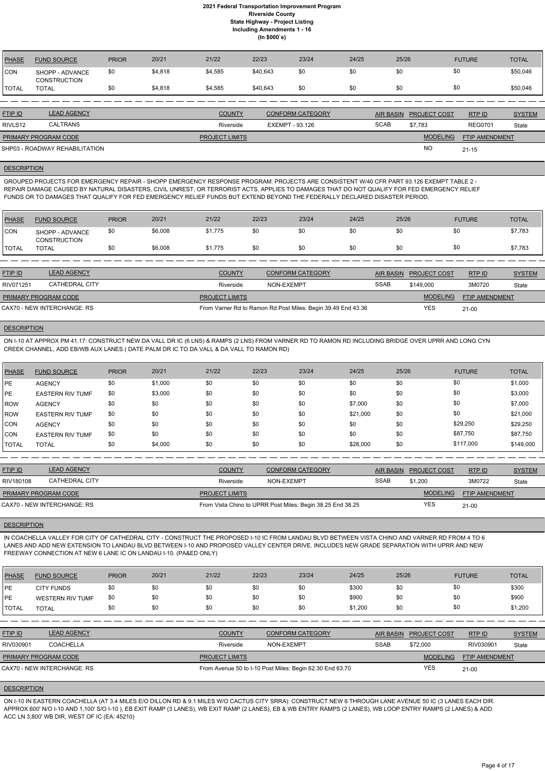| PHASE | FUND SOURCE | PRIOR | 20/21 | 21/22 | 22/23 | 23/24 | 24/25 | 25/26 | FUTURE | TOTAL |
|---|---|---|---|---|---|---|---|---|---|---|
| CON | SHOPP - ADVANCE CONSTRUCTION | $0 | $4,818 | $4,585 | $40,643 | $0 | $0 | $0 | $0 | $50,046 |
| TOTAL | TOTAL | $0 | $4,818 | $4,585 | $40,643 | $0 | $0 | $0 | $0 | $50,046 |

| FTIP ID | LEAD AGENCY | COUNTY | CONFORM CATEGORY | AIR BASIN | PROJECT COST | RTP ID | SYSTEM |
|---|---|---|---|---|---|---|---|
| RIVLS12 | CALTRANS | Riverside | EXEMPT - 93.126 | SCAB | $7,783 | REG0701 | State |

| PRIMARY PROGRAM CODE | PROJECT LIMITS | MODELING | FTIP AMENDMENT |
|---|---|---|---|
| SHP03 - ROADWAY REHABILITATION | | NO | 21-15 |

**DESCRIPTION**

GROUPED PROJECTS FOR EMERGENCY REPAIR - SHOPP EMERGENCY RESPONSE PROGRAM: PROJECTS ARE CONSISTENT W/40 CFR PART 93.126 EXEMPT TABLE 2 - REPAIR DAMAGE CAUSED BY NATURAL DISASTERS, CIVIL UNREST, OR TERRORIST ACTS. APPLIES TO DAMAGES THAT DO NOT QUALIFY FOR FED EMERGENCY RELIEF FUNDS OR TO DAMAGES THAT QUALIFY FOR FED EMERGENCY RELIEF FUNDS BUT EXTEND BEYOND THE FEDERALLY DECLARED DISASTER PERIOD.

| PHASE | FUND SOURCE | PRIOR | 20/21 | 21/22 | 22/23 | 23/24 | 24/25 | 25/26 | FUTURE | TOTAL |
|---|---|---|---|---|---|---|---|---|---|---|
| CON | SHOPP - ADVANCE CONSTRUCTION | $0 | $6,008 | $1,775 | $0 | $0 | $0 | $0 | $0 | $7,783 |
| TOTAL | TOTAL | $0 | $6,008 | $1,775 | $0 | $0 | $0 | $0 | $0 | $7,783 |

| FTIP ID | LEAD AGENCY | COUNTY | CONFORM CATEGORY | AIR BASIN | PROJECT COST | RTP ID | SYSTEM |
|---|---|---|---|---|---|---|---|
| RIV071251 | CATHEDRAL CITY | Riverside | NON-EXEMPT | SSAB | $149,000 | 3M0720 | State |

| PRIMARY PROGRAM CODE | PROJECT LIMITS | MODELING | FTIP AMENDMENT |
|---|---|---|---|
| CAX70 - NEW INTERCHANGE: RS | From Varner Rd to Ramon Rd Post Miles: Begin 39.49 End 43.36 | YES | 21-00 |

**DESCRIPTION**

ON I-10 AT APPROX PM 41.17: CONSTRUCT NEW DA VALL DR IC (6 LNS) & RAMPS (2 LNS) FROM VARNER RD TO RAMON RD INCLUDING BRIDGE OVER UPRR AND LONG CYN CREEK CHANNEL, ADD EB/WB AUX LANES ( DATE PALM DR IC TO DA VALL & DA VALL TO RAMON RD)

| PHASE | FUND SOURCE | PRIOR | 20/21 | 21/22 | 22/23 | 23/24 | 24/25 | 25/26 | FUTURE | TOTAL |
|---|---|---|---|---|---|---|---|---|---|---|
| PE | AGENCY | $0 | $1,000 | $0 | $0 | $0 | $0 | $0 | $0 | $1,000 |
| PE | EASTERN RIV TUMF | $0 | $3,000 | $0 | $0 | $0 | $0 | $0 | $0 | $3,000 |
| ROW | AGENCY | $0 | $0 | $0 | $0 | $0 | $7,000 | $0 | $0 | $7,000 |
| ROW | EASTERN RIV TUMF | $0 | $0 | $0 | $0 | $0 | $21,000 | $0 | $0 | $21,000 |
| CON | AGENCY | $0 | $0 | $0 | $0 | $0 | $0 | $0 | $29,250 | $29,250 |
| CON | EASTERN RIV TUMF | $0 | $0 | $0 | $0 | $0 | $0 | $0 | $87,750 | $87,750 |
| TOTAL | TOTAL | $0 | $4,000 | $0 | $0 | $0 | $28,000 | $0 | $117,000 | $149,000 |

| FTIP ID | LEAD AGENCY | COUNTY | CONFORM CATEGORY | AIR BASIN | PROJECT COST | RTP ID | SYSTEM |
|---|---|---|---|---|---|---|---|
| RIV180108 | CATHEDRAL CITY | Riverside | NON-EXEMPT | SSAB | $1,200 | 3M0722 | State |

| PRIMARY PROGRAM CODE | PROJECT LIMITS | MODELING | FTIP AMENDMENT |
|---|---|---|---|
| CAX70 - NEW INTERCHANGE: RS | From Vista Chino to UPRR Post Miles: Begin 38.25 End 38.25 | YES | 21-00 |

**DESCRIPTION**

IN COACHELLA VALLEY FOR CITY OF CATHEDRAL CITY - CONSTRUCT THE PROPOSED I-10 IC FROM LANDAU BLVD BETWEEN VISTA CHINO AND VARNER RD FROM 4 TO 6 LANES AND ADD NEW EXTENSION TO LANDAU BLVD BETWEEN I-10 AND PROPOSED VALLEY CENTER DRIVE. INCLUDES NEW GRADE SEPARATION WITH UPRR AND NEW FREEWAY CONNECTION AT NEW 6 LANE IC ON LANDAU I-10. (PA&ED ONLY)

| PHASE | FUND SOURCE | PRIOR | 20/21 | 21/22 | 22/23 | 23/24 | 24/25 | 25/26 | FUTURE | TOTAL |
|---|---|---|---|---|---|---|---|---|---|---|
| PE | CITY FUNDS | $0 | $0 | $0 | $0 | $0 | $300 | $0 | $0 | $300 |
| PE | WESTERN RIV TUMF | $0 | $0 | $0 | $0 | $0 | $900 | $0 | $0 | $900 |
| TOTAL | TOTAL | $0 | $0 | $0 | $0 | $0 | $1,200 | $0 | $0 | $1,200 |

| FTIP ID | LEAD AGENCY | COUNTY | CONFORM CATEGORY | AIR BASIN | PROJECT COST | RTP ID | SYSTEM |
|---|---|---|---|---|---|---|---|
| RIV030901 | COACHELLA | Riverside | NON-EXEMPT | SSAB | $72,000 | RIV030901 | State |

| PRIMARY PROGRAM CODE | PROJECT LIMITS | MODELING | FTIP AMENDMENT |
|---|---|---|---|
| CAX70 - NEW INTERCHANGE: RS | From Avenue 50 to I-10 Post Miles: Begin 62.30 End 63.70 | YES | 21-00 |

**DESCRIPTION**

ON I-10 IN EASTERN COACHELLA (AT 3.4 MILES E/O DILLON RD & 9.1 MILES W/O CACTUS CITY SRRA): CONSTRUCT NEW 6 THROUGH LANE AVENUE 50 IC (3 LANES EACH DIR. APPROX 600' N/O I-10 AND 1,100' S/O I-10 ), EB EXIT RAMP (3 LANES), WB EXIT RAMP (2 LANES), EB & WB ENTRY RAMPS (2 LANES), WB LOOP ENTRY RAMPS (2 LANES) & ADD ACC LN 3,800' WB DIR, WEST OF IC (EA: 45210)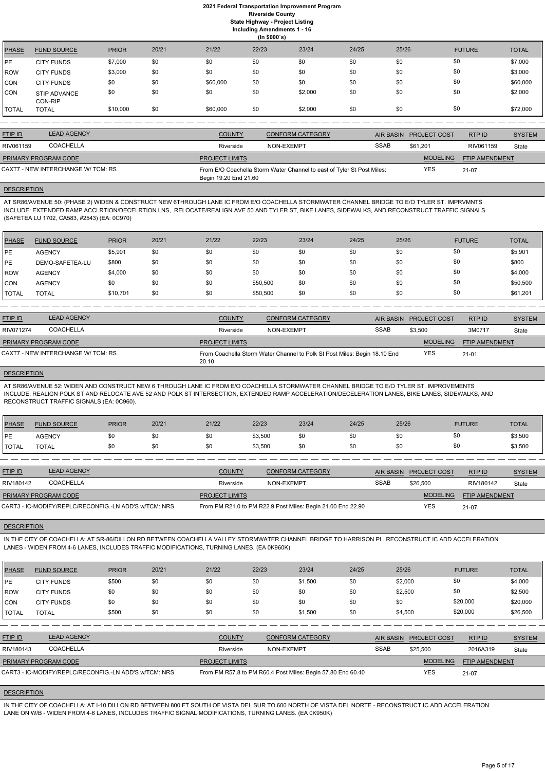# 2021 Federal Transportation Improvement Program
## Riverside County
### State Highway - Project Listing
### Including Amendments 1 - 16
### (In $000`s)

| PHASE | FUND SOURCE | PRIOR | 20/21 | 21/22 | 22/23 | 23/24 | 24/25 | 25/26 | FUTURE | TOTAL |
|---|---|---|---|---|---|---|---|---|---|---|
| PE | CITY FUNDS | $7,000 | $0 | $0 | $0 | $0 | $0 | $0 | $0 | $7,000 |
| ROW | CITY FUNDS | $3,000 | $0 | $0 | $0 | $0 | $0 | $0 | $0 | $3,000 |
| CON | CITY FUNDS | $0 | $0 | $60,000 | $0 | $0 | $0 | $0 | $0 | $60,000 |
| CON | STIP ADVANCE CON-RIP | $0 | $0 | $0 | $0 | $2,000 | $0 | $0 | $0 | $2,000 |
| TOTAL | TOTAL | $10,000 | $0 | $60,000 | $0 | $2,000 | $0 | $0 | $0 | $72,000 |

| FTIP ID | LEAD AGENCY | COUNTY | CONFORM CATEGORY | AIR BASIN | PROJECT COST | RTP ID | SYSTEM |
|---|---|---|---|---|---|---|---|
| RIV061159 | COACHELLA | Riverside | NON-EXEMPT | SSAB | $61,201 | RIV061159 | State |

| PRIMARY PROGRAM CODE | PROJECT LIMITS | MODELING | FTIP AMENDMENT |
|---|---|---|---|
| CAXT7 - NEW INTERCHANGE W/ TCM: RS | From E/O Coachella Storm Water Channel to east of Tyler St Post Miles: Begin 19.20 End 21.60 | YES | 21-07 |

**DESCRIPTION**

AT SR86/AVENUE 50: (PHASE 2) WIDEN & CONSTRUCT NEW 6THROUGH LANE IC FROM E/O COACHELLA STORMWATER CHANNEL BRIDGE TO E/O TYLER ST. IMPRVMNTS INCLUDE: EXTENDED RAMP ACCLRTION/DECELRTION LNS, RELOCATE/REALIGN AVE 50 AND TYLER ST, BIKE LANES, SIDEWALKS, AND RECONSTRUCT TRAFFIC SIGNALS (SAFETEA LU 1702, CA583, #2543) (EA: 0C970)

| PHASE | FUND SOURCE | PRIOR | 20/21 | 21/22 | 22/23 | 23/24 | 24/25 | 25/26 | FUTURE | TOTAL |
|---|---|---|---|---|---|---|---|---|---|---|
| PE | AGENCY | $5,901 | $0 | $0 | $0 | $0 | $0 | $0 | $0 | $5,901 |
| PE | DEMO-SAFETEA-LU | $800 | $0 | $0 | $0 | $0 | $0 | $0 | $0 | $800 |
| ROW | AGENCY | $4,000 | $0 | $0 | $0 | $0 | $0 | $0 | $0 | $4,000 |
| CON | AGENCY | $0 | $0 | $0 | $50,500 | $0 | $0 | $0 | $0 | $50,500 |
| TOTAL | TOTAL | $10,701 | $0 | $0 | $50,500 | $0 | $0 | $0 | $0 | $61,201 |

| FTIP ID | LEAD AGENCY | COUNTY | CONFORM CATEGORY | AIR BASIN | PROJECT COST | RTP ID | SYSTEM |
|---|---|---|---|---|---|---|---|
| RIV071274 | COACHELLA | Riverside | NON-EXEMPT | SSAB | $3,500 | 3M0717 | State |

| PRIMARY PROGRAM CODE | PROJECT LIMITS | MODELING | FTIP AMENDMENT |
|---|---|---|---|
| CAXT7 - NEW INTERCHANGE W/ TCM: RS | From Coachella Storm Water Channel to Polk St Post Miles: Begin 18.10 End 20.10 | YES | 21-01 |

**DESCRIPTION**

AT SR86/AVENUE 52: WIDEN AND CONSTRUCT NEW 6 THROUGH LANE IC FROM E/O COACHELLA STORMWATER CHANNEL BRIDGE TO E/O TYLER ST. IMPROVEMENTS INCLUDE: REALIGN POLK ST AND RELOCATE AVE 52 AND POLK ST INTERSECTION, EXTENDED RAMP ACCELERATION/DECELERATION LANES, BIKE LANES, SIDEWALKS, AND RECONSTRUCT TRAFFIC SIGNALS (EA: 0C960).

| PHASE | FUND SOURCE | PRIOR | 20/21 | 21/22 | 22/23 | 23/24 | 24/25 | 25/26 | FUTURE | TOTAL |
|---|---|---|---|---|---|---|---|---|---|---|
| PE | AGENCY | $0 | $0 | $0 | $3,500 | $0 | $0 | $0 | $0 | $3,500 |
| TOTAL | TOTAL | $0 | $0 | $0 | $3,500 | $0 | $0 | $0 | $0 | $3,500 |

| FTIP ID | LEAD AGENCY | COUNTY | CONFORM CATEGORY | AIR BASIN | PROJECT COST | RTP ID | SYSTEM |
|---|---|---|---|---|---|---|---|
| RIV180142 | COACHELLA | Riverside | NON-EXEMPT | SSAB | $26,500 | RIV180142 | State |

| PRIMARY PROGRAM CODE | PROJECT LIMITS | MODELING | FTIP AMENDMENT |
|---|---|---|---|
| CART3 - IC-MODIFY/REPLC/RECONFIG.-LN ADD'S w/TCM: NRS | From PM R21.0 to PM R22.9 Post Miles: Begin 21.00 End 22.90 | YES | 21-07 |

**DESCRIPTION**

IN THE CITY OF COACHELLA: AT SR-86/DILLON RD BETWEEN COACHELLA VALLEY STORMWATER CHANNEL BRIDGE TO HARRISON PL. RECONSTRUCT IC ADD ACCELERATION LANES - WIDEN FROM 4-6 LANES, INCLUDES TRAFFIC MODIFICATIONS, TURNING LANES. (EA 0K960K)

| PHASE | FUND SOURCE | PRIOR | 20/21 | 21/22 | 22/23 | 23/24 | 24/25 | 25/26 | FUTURE | TOTAL |
|---|---|---|---|---|---|---|---|---|---|---|
| PE | CITY FUNDS | $500 | $0 | $0 | $0 | $1,500 | $0 | $2,000 | $0 | $4,000 |
| ROW | CITY FUNDS | $0 | $0 | $0 | $0 | $0 | $0 | $2,500 | $0 | $2,500 |
| CON | CITY FUNDS | $0 | $0 | $0 | $0 | $0 | $0 | $0 | $20,000 | $20,000 |
| TOTAL | TOTAL | $500 | $0 | $0 | $0 | $1,500 | $0 | $4,500 | $20,000 | $26,500 |

| FTIP ID | LEAD AGENCY | COUNTY | CONFORM CATEGORY | AIR BASIN | PROJECT COST | RTP ID | SYSTEM |
|---|---|---|---|---|---|---|---|
| RIV180143 | COACHELLA | Riverside | NON-EXEMPT | SSAB | $25,500 | 2016A319 | State |

| PRIMARY PROGRAM CODE | PROJECT LIMITS | MODELING | FTIP AMENDMENT |
|---|---|---|---|
| CART3 - IC-MODIFY/REPLC/RECONFIG.-LN ADD'S w/TCM: NRS | From PM R57.8 to PM R60.4 Post Miles: Begin 57.80 End 60.40 | YES | 21-07 |

**DESCRIPTION**

IN THE CITY OF COACHELLA: AT I-10 DILLON RD BETWEEN 800 FT SOUTH OF VISTA DEL SUR TO 600 NORTH OF VISTA DEL NORTE - RECONSTRUCT IC ADD ACCELERATION LANE ON W/B - WIDEN FROM 4-6 LANES, INCLUDES TRAFFIC SIGNAL MODIFICATIONS, TURNING LANES. (EA 0K950K)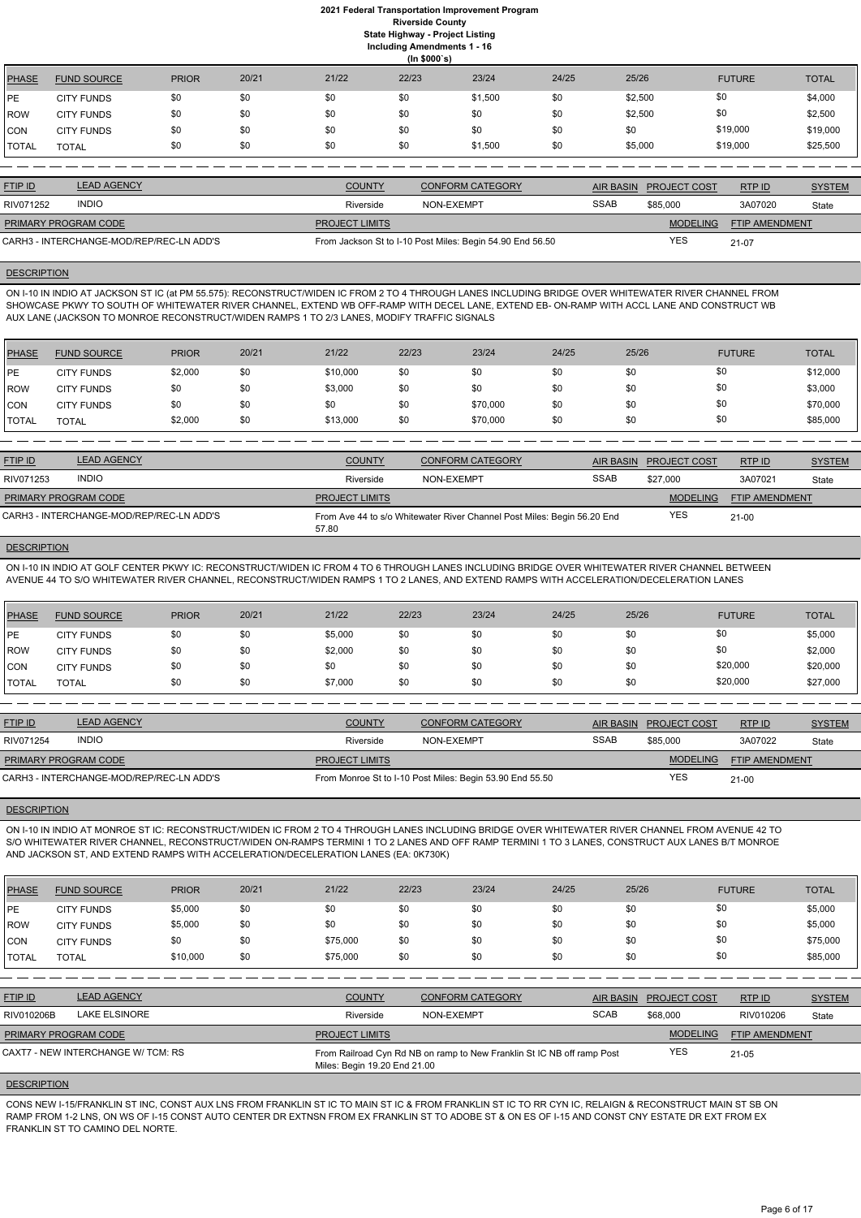| PHASE | FUND SOURCE | PRIOR | 20/21 | 21/22 | 22/23 | 23/24 | 24/25 | 25/26 | FUTURE | TOTAL |
|---|---|---|---|---|---|---|---|---|---|---|
| PE | CITY FUNDS | $0 | $0 | $0 | $0 | $1,500 | $0 | $2,500 | $0 | $4,000 |
| ROW | CITY FUNDS | $0 | $0 | $0 | $0 | $0 | $0 | $2,500 | $0 | $2,500 |
| CON | CITY FUNDS | $0 | $0 | $0 | $0 | $0 | $0 | $0 | $19,000 | $19,000 |
| TOTAL | TOTAL | $0 | $0 | $0 | $0 | $1,500 | $0 | $5,000 | $19,000 | $25,500 |

| FTIP ID | LEAD AGENCY | COUNTY | CONFORM CATEGORY | AIR BASIN | PROJECT COST | RTP ID | SYSTEM |
|---|---|---|---|---|---|---|---|
| RIV071252 | INDIO | Riverside | NON-EXEMPT | SSAB | $85,000 | 3A07020 | State |

| PRIMARY PROGRAM CODE | PROJECT LIMITS | MODELING | FTIP AMENDMENT |
|---|---|---|---|
| CARH3 - INTERCHANGE-MOD/REP/REC-LN ADD'S | From Jackson St to I-10 Post Miles: Begin 54.90 End 56.50 | YES | 21-07 |

**DESCRIPTION**

ON I-10 IN INDIO AT JACKSON ST IC (at PM 55.575): RECONSTRUCT/WIDEN IC FROM 2 TO 4 THROUGH LANES INCLUDING BRIDGE OVER WHITEWATER RIVER CHANNEL FROM SHOWCASE PKWY TO SOUTH OF WHITEWATER RIVER CHANNEL, EXTEND WB OFF-RAMP WITH DECEL LANE, EXTEND EB- ON-RAMP WITH ACCL LANE AND CONSTRUCT WB AUX LANE (JACKSON TO MONROE RECONSTRUCT/WIDEN RAMPS 1 TO 2/3 LANES, MODIFY TRAFFIC SIGNALS

| PHASE | FUND SOURCE | PRIOR | 20/21 | 21/22 | 22/23 | 23/24 | 24/25 | 25/26 | FUTURE | TOTAL |
|---|---|---|---|---|---|---|---|---|---|---|
| PE | CITY FUNDS | $2,000 | $0 | $10,000 | $0 | $0 | $0 | $0 | $0 | $12,000 |
| ROW | CITY FUNDS | $0 | $0 | $3,000 | $0 | $0 | $0 | $0 | $0 | $3,000 |
| CON | CITY FUNDS | $0 | $0 | $0 | $0 | $70,000 | $0 | $0 | $0 | $70,000 |
| TOTAL | TOTAL | $2,000 | $0 | $13,000 | $0 | $70,000 | $0 | $0 | $0 | $85,000 |

| FTIP ID | LEAD AGENCY | COUNTY | CONFORM CATEGORY | AIR BASIN | PROJECT COST | RTP ID | SYSTEM |
|---|---|---|---|---|---|---|---|
| RIV071253 | INDIO | Riverside | NON-EXEMPT | SSAB | $27,000 | 3A07021 | State |

| PRIMARY PROGRAM CODE | PROJECT LIMITS | MODELING | FTIP AMENDMENT |
|---|---|---|---|
| CARH3 - INTERCHANGE-MOD/REP/REC-LN ADD'S | From Ave 44 to s/o Whitewater River Channel Post Miles: Begin 56.20 End 57.80 | YES | 21-00 |

**DESCRIPTION**

ON I-10 IN INDIO AT GOLF CENTER PKWY IC: RECONSTRUCT/WIDEN IC FROM 4 TO 6 THROUGH LANES INCLUDING BRIDGE OVER WHITEWATER RIVER CHANNEL BETWEEN AVENUE 44 TO S/O WHITEWATER RIVER CHANNEL, RECONSTRUCT/WIDEN RAMPS 1 TO 2 LANES, AND EXTEND RAMPS WITH ACCELERATION/DECELERATION LANES

| PHASE | FUND SOURCE | PRIOR | 20/21 | 21/22 | 22/23 | 23/24 | 24/25 | 25/26 | FUTURE | TOTAL |
|---|---|---|---|---|---|---|---|---|---|---|
| PE | CITY FUNDS | $0 | $0 | $5,000 | $0 | $0 | $0 | $0 | $0 | $5,000 |
| ROW | CITY FUNDS | $0 | $0 | $2,000 | $0 | $0 | $0 | $0 | $0 | $2,000 |
| CON | CITY FUNDS | $0 | $0 | $0 | $0 | $0 | $0 | $0 | $20,000 | $20,000 |
| TOTAL | TOTAL | $0 | $0 | $7,000 | $0 | $0 | $0 | $0 | $20,000 | $27,000 |

| FTIP ID | LEAD AGENCY | COUNTY | CONFORM CATEGORY | AIR BASIN | PROJECT COST | RTP ID | SYSTEM |
|---|---|---|---|---|---|---|---|
| RIV071254 | INDIO | Riverside | NON-EXEMPT | SSAB | $85,000 | 3A07022 | State |

| PRIMARY PROGRAM CODE | PROJECT LIMITS | MODELING | FTIP AMENDMENT |
|---|---|---|---|
| CARH3 - INTERCHANGE-MOD/REP/REC-LN ADD'S | From Monroe St to I-10 Post Miles: Begin 53.90 End 55.50 | YES | 21-00 |

**DESCRIPTION**

ON I-10 IN INDIO AT MONROE ST IC: RECONSTRUCT/WIDEN IC FROM 2 TO 4 THROUGH LANES INCLUDING BRIDGE OVER WHITEWATER RIVER CHANNEL FROM AVENUE 42 TO S/O WHITEWATER RIVER CHANNEL, RECONSTRUCT/WIDEN ON-RAMPS TERMINI 1 TO 2 LANES AND OFF RAMP TERMINI 1 TO 3 LANES, CONSTRUCT AUX LANES B/T MONROE AND JACKSON ST, AND EXTEND RAMPS WITH ACCELERATION/DECELERATION LANES (EA: 0K730K)

| PHASE | FUND SOURCE | PRIOR | 20/21 | 21/22 | 22/23 | 23/24 | 24/25 | 25/26 | FUTURE | TOTAL |
|---|---|---|---|---|---|---|---|---|---|---|
| PE | CITY FUNDS | $5,000 | $0 | $0 | $0 | $0 | $0 | $0 | $0 | $5,000 |
| ROW | CITY FUNDS | $5,000 | $0 | $0 | $0 | $0 | $0 | $0 | $0 | $5,000 |
| CON | CITY FUNDS | $0 | $0 | $75,000 | $0 | $0 | $0 | $0 | $0 | $75,000 |
| TOTAL | TOTAL | $10,000 | $0 | $75,000 | $0 | $0 | $0 | $0 | $0 | $85,000 |

| FTIP ID | LEAD AGENCY | COUNTY | CONFORM CATEGORY | AIR BASIN | PROJECT COST | RTP ID | SYSTEM |
|---|---|---|---|---|---|---|---|
| RIV010206B | LAKE ELSINORE | Riverside | NON-EXEMPT | SCAB | $68,000 | RIV010206 | State |

| PRIMARY PROGRAM CODE | PROJECT LIMITS | MODELING | FTIP AMENDMENT |
|---|---|---|---|
| CAXT7 - NEW INTERCHANGE W/ TCM: RS | From Railroad Cyn Rd NB on ramp to New Franklin St IC NB off ramp Post Miles: Begin 19.20 End 21.00 | YES | 21-05 |

**DESCRIPTION**

CONS NEW I-15/FRANKLIN ST INC, CONST AUX LNS FROM FRANKLIN ST IC TO MAIN ST IC & FROM FRANKLIN ST IC TO RR CYN IC, RELAIGN & RECONSTRUCT MAIN ST SB ON RAMP FROM 1-2 LNS, ON WS OF I-15 CONST AUTO CENTER DR EXTNSN FROM EX FRANKLIN ST TO ADOBE ST & ON ES OF I-15 AND CONST CNY ESTATE DR EXT FROM EX FRANKLIN ST TO CAMINO DEL NORTE.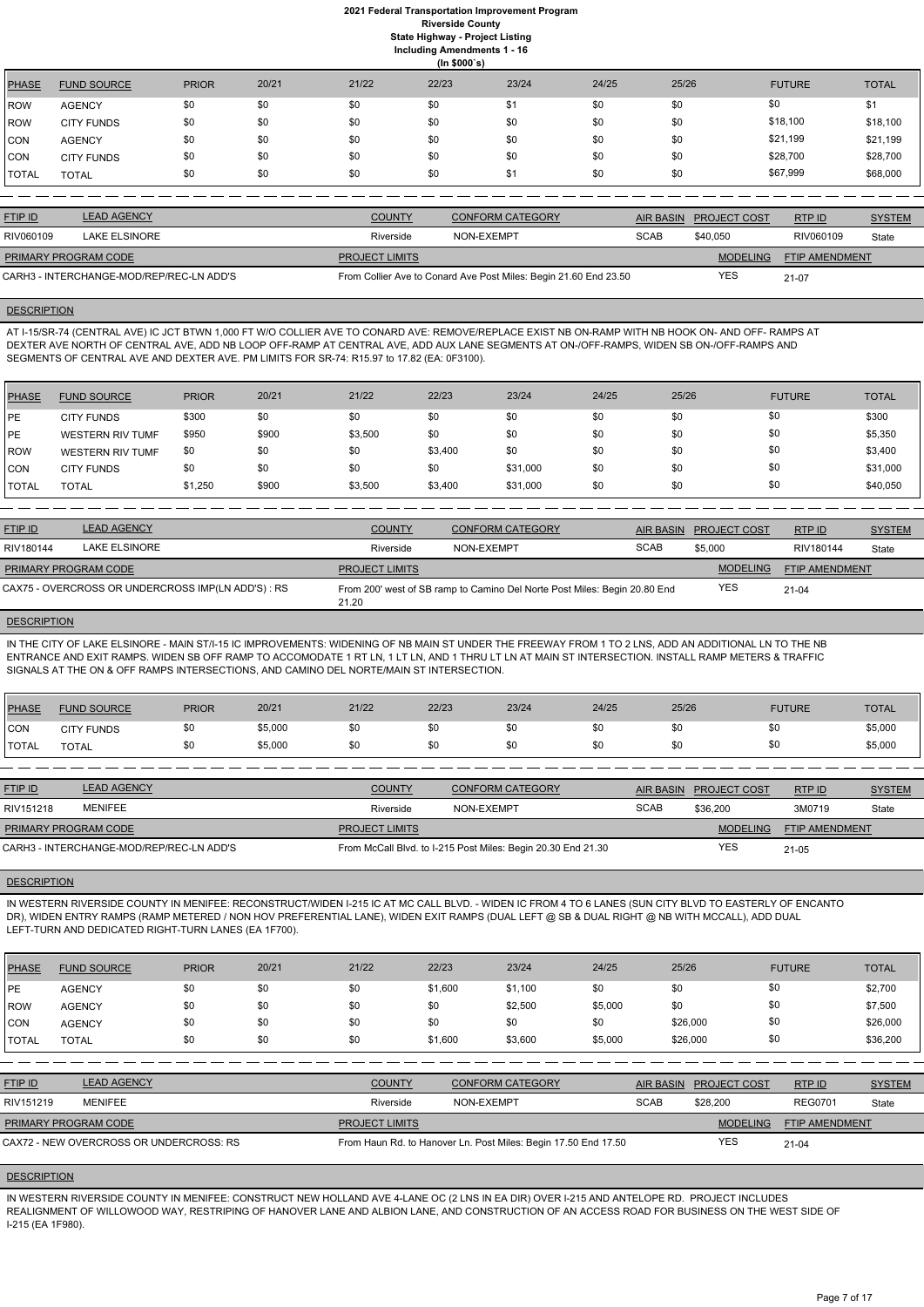# 2021 Federal Transportation Improvement Program
## Riverside County
### State Highway - Project Listing
#### Including Amendments 1 - 16
(In $000`s)

| PHASE | FUND SOURCE | PRIOR | 20/21 | 21/22 | 22/23 | 23/24 | 24/25 | 25/26 | FUTURE | TOTAL |
|---|---|---|---|---|---|---|---|---|---|---|
| ROW | AGENCY | $0 | $0 | $0 | $0 | $1 | $0 | $0 | $0 | $1 |
| ROW | CITY FUNDS | $0 | $0 | $0 | $0 | $0 | $0 | $0 | $18,100 | $18,100 |
| CON | AGENCY | $0 | $0 | $0 | $0 | $0 | $0 | $0 | $21,199 | $21,199 |
| CON | CITY FUNDS | $0 | $0 | $0 | $0 | $0 | $0 | $0 | $28,700 | $28,700 |
| TOTAL | TOTAL | $0 | $0 | $0 | $0 | $1 | $0 | $0 | $67,999 | $68,000 |

| FTIP ID | LEAD AGENCY | COUNTY | CONFORM CATEGORY | AIR BASIN | PROJECT COST | RTP ID | SYSTEM |
|---|---|---|---|---|---|---|---|
| RIV060109 | LAKE ELSINORE | Riverside | NON-EXEMPT | SCAB | $40,050 | RIV060109 | State |

| PRIMARY PROGRAM CODE | PROJECT LIMITS | MODELING | FTIP AMENDMENT |
|---|---|---|---|
| CARH3 - INTERCHANGE-MOD/REP/REC-LN ADD'S | From Collier Ave to Conard Ave Post Miles: Begin 21.60 End 23.50 | YES | 21-07 |

**DESCRIPTION**

AT I-15/SR-74 (CENTRAL AVE) IC JCT BTWN 1,000 FT W/O COLLIER AVE TO CONARD AVE: REMOVE/REPLACE EXIST NB ON-RAMP WITH NB HOOK ON- AND OFF- RAMPS AT DEXTER AVE NORTH OF CENTRAL AVE, ADD NB LOOP OFF-RAMP AT CENTRAL AVE, ADD AUX LANE SEGMENTS AT ON-/OFF-RAMPS, WIDEN SB ON-/OFF-RAMPS AND SEGMENTS OF CENTRAL AVE AND DEXTER AVE. PM LIMITS FOR SR-74: R15.97 to 17.82 (EA: 0F3100).

| PHASE | FUND SOURCE | PRIOR | 20/21 | 21/22 | 22/23 | 23/24 | 24/25 | 25/26 | FUTURE | TOTAL |
|---|---|---|---|---|---|---|---|---|---|---|
| PE | CITY FUNDS | $300 | $0 | $0 | $0 | $0 | $0 | $0 | $0 | $300 |
| PE | WESTERN RIV TUMF | $950 | $900 | $3,500 | $0 | $0 | $0 | $0 | $0 | $5,350 |
| ROW | WESTERN RIV TUMF | $0 | $0 | $0 | $3,400 | $0 | $0 | $0 | $0 | $3,400 |
| CON | CITY FUNDS | $0 | $0 | $0 | $0 | $31,000 | $0 | $0 | $0 | $31,000 |
| TOTAL | TOTAL | $1,250 | $900 | $3,500 | $3,400 | $31,000 | $0 | $0 | $0 | $40,050 |

| FTIP ID | LEAD AGENCY | COUNTY | CONFORM CATEGORY | AIR BASIN | PROJECT COST | RTP ID | SYSTEM |
|---|---|---|---|---|---|---|---|
| RIV180144 | LAKE ELSINORE | Riverside | NON-EXEMPT | SCAB | $5,000 | RIV180144 | State |

| PRIMARY PROGRAM CODE | PROJECT LIMITS | MODELING | FTIP AMENDMENT |
|---|---|---|---|
| CAX75 - OVERCROSS OR UNDERCROSS IMP(LN ADD'S) : RS | From 200' west of SB ramp to Camino Del Norte Post Miles: Begin 20.80 End 21.20 | YES | 21-04 |

**DESCRIPTION**

IN THE CITY OF LAKE ELSINORE - MAIN ST/I-15 IC IMPROVEMENTS: WIDENING OF NB MAIN ST UNDER THE FREEWAY FROM 1 TO 2 LNS, ADD AN ADDITIONAL LN TO THE NB ENTRANCE AND EXIT RAMPS. WIDEN SB OFF RAMP TO ACCOMODATE 1 RT LN, 1 LT LN, AND 1 THRU LT LN AT MAIN ST INTERSECTION. INSTALL RAMP METERS & TRAFFIC SIGNALS AT THE ON & OFF RAMPS INTERSECTIONS, AND CAMINO DEL NORTE/MAIN ST INTERSECTION.

| PHASE | FUND SOURCE | PRIOR | 20/21 | 21/22 | 22/23 | 23/24 | 24/25 | 25/26 | FUTURE | TOTAL |
|---|---|---|---|---|---|---|---|---|---|---|
| CON | CITY FUNDS | $0 | $5,000 | $0 | $0 | $0 | $0 | $0 | $0 | $5,000 |
| TOTAL | TOTAL | $0 | $5,000 | $0 | $0 | $0 | $0 | $0 | $0 | $5,000 |

| FTIP ID | LEAD AGENCY | COUNTY | CONFORM CATEGORY | AIR BASIN | PROJECT COST | RTP ID | SYSTEM |
|---|---|---|---|---|---|---|---|
| RIV151218 | MENIFEE | Riverside | NON-EXEMPT | SCAB | $36,200 | 3M0719 | State |

| PRIMARY PROGRAM CODE | PROJECT LIMITS | MODELING | FTIP AMENDMENT |
|---|---|---|---|
| CARH3 - INTERCHANGE-MOD/REP/REC-LN ADD'S | From McCall Blvd. to I-215 Post Miles: Begin 20.30 End 21.30 | YES | 21-05 |

**DESCRIPTION**

IN WESTERN RIVERSIDE COUNTY IN MENIFEE: RECONSTRUCT/WIDEN I-215 IC AT MC CALL BLVD. - WIDEN IC FROM 4 TO 6 LANES (SUN CITY BLVD TO EASTERLY OF ENCANTO DR), WIDEN ENTRY RAMPS (RAMP METERED / NON HOV PREFERENTIAL LANE), WIDEN EXIT RAMPS (DUAL LEFT @ SB & DUAL RIGHT @ NB WITH MCCALL), ADD DUAL LEFT-TURN AND DEDICATED RIGHT-TURN LANES (EA 1F700).

| PHASE | FUND SOURCE | PRIOR | 20/21 | 21/22 | 22/23 | 23/24 | 24/25 | 25/26 | FUTURE | TOTAL |
|---|---|---|---|---|---|---|---|---|---|---|
| PE | AGENCY | $0 | $0 | $0 | $1,600 | $1,100 | $0 | $0 | $0 | $2,700 |
| ROW | AGENCY | $0 | $0 | $0 | $0 | $2,500 | $5,000 | $0 | $0 | $7,500 |
| CON | AGENCY | $0 | $0 | $0 | $0 | $0 | $0 | $26,000 | $0 | $26,000 |
| TOTAL | TOTAL | $0 | $0 | $0 | $1,600 | $3,600 | $5,000 | $26,000 | $0 | $36,200 |

| FTIP ID | LEAD AGENCY | COUNTY | CONFORM CATEGORY | AIR BASIN | PROJECT COST | RTP ID | SYSTEM |
|---|---|---|---|---|---|---|---|
| RIV151219 | MENIFEE | Riverside | NON-EXEMPT | SCAB | $28,200 | REG0701 | State |

| PRIMARY PROGRAM CODE | PROJECT LIMITS | MODELING | FTIP AMENDMENT |
|---|---|---|---|
| CAX72 - NEW OVERCROSS OR UNDERCROSS: RS | From Haun Rd. to Hanover Ln. Post Miles: Begin 17.50 End 17.50 | YES | 21-04 |

**DESCRIPTION**

IN WESTERN RIVERSIDE COUNTY IN MENIFEE: CONSTRUCT NEW HOLLAND AVE 4-LANE OC (2 LNS IN EA DIR) OVER I-215 AND ANTELOPE RD. PROJECT INCLUDES REALIGNMENT OF WILLOWOOD WAY, RESTRIPING OF HANOVER LANE AND ALBION LANE, AND CONSTRUCTION OF AN ACCESS ROAD FOR BUSINESS ON THE WEST SIDE OF I-215 (EA 1F980).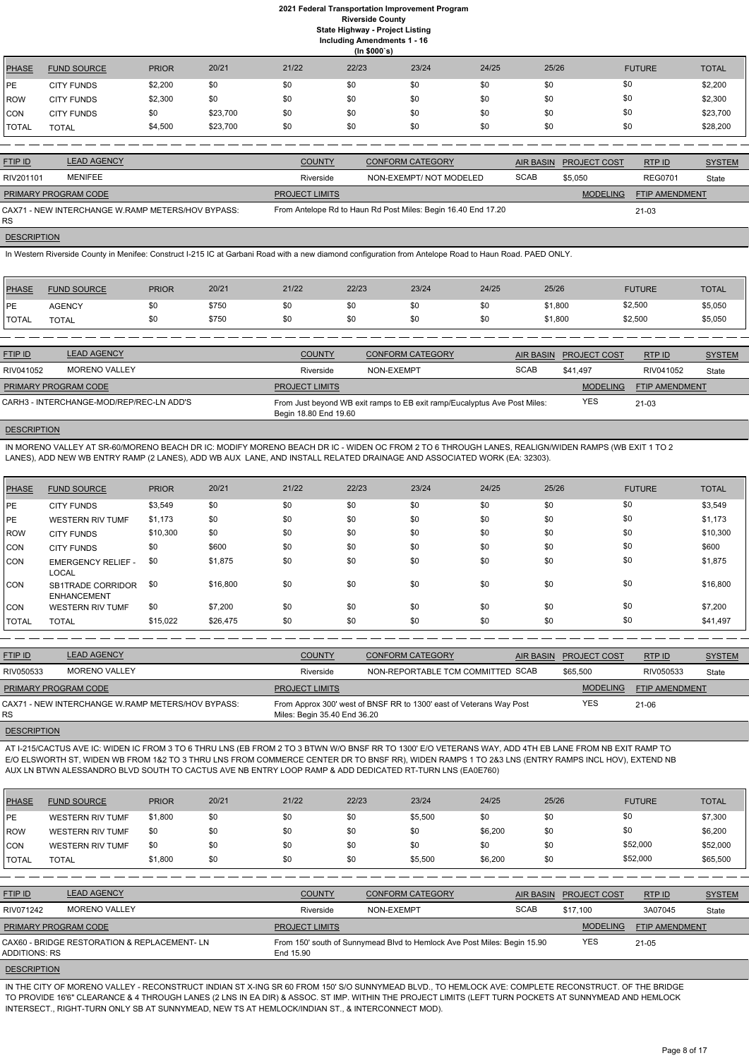# 2021 Federal Transportation Improvement Program
## Riverside County
## State Highway - Project Listing
### Including Amendments 1 - 16
### (In $000`s)

| PHASE | FUND SOURCE | PRIOR | 20/21 | 21/22 | 22/23 | 23/24 | 24/25 | 25/26 | FUTURE | TOTAL |
|---|---|---|---|---|---|---|---|---|---|---|
| PE | CITY FUNDS | $2,200 | $0 | $0 | $0 | $0 | $0 | $0 | $0 | $2,200 |
| ROW | CITY FUNDS | $2,300 | $0 | $0 | $0 | $0 | $0 | $0 | $0 | $2,300 |
| CON | CITY FUNDS | $0 | $23,700 | $0 | $0 | $0 | $0 | $0 | $0 | $23,700 |
| TOTAL | TOTAL | $4,500 | $23,700 | $0 | $0 | $0 | $0 | $0 | $0 | $28,200 |

| FTIP ID | LEAD AGENCY | COUNTY | CONFORM CATEGORY | AIR BASIN | PROJECT COST | RTP ID | SYSTEM |
|---|---|---|---|---|---|---|---|
| RIV201101 | MENIFEE | Riverside | NON-EXEMPT/ NOT MODELED | SCAB | $5,050 | REG0701 | State |

| PRIMARY PROGRAM CODE | PROJECT LIMITS | MODELING | FTIP AMENDMENT |
|---|---|---|---|
| CAX71 - NEW INTERCHANGE W.RAMP METERS/HOV BYPASS: RS | From Antelope Rd to Haun Rd Post Miles: Begin 16.40 End 17.20 | | 21-03 |

**DESCRIPTION**

In Western Riverside County in Menifee: Construct I-215 IC at Garbani Road with a new diamond configuration from Antelope Road to Haun Road. PAED ONLY.

| PHASE | FUND SOURCE | PRIOR | 20/21 | 21/22 | 22/23 | 23/24 | 24/25 | 25/26 | FUTURE | TOTAL |
|---|---|---|---|---|---|---|---|---|---|---|
| PE | AGENCY | $0 | $750 | $0 | $0 | $0 | $0 | $1,800 | $2,500 | $5,050 |
| TOTAL | TOTAL | $0 | $750 | $0 | $0 | $0 | $0 | $1,800 | $2,500 | $5,050 |

| FTIP ID | LEAD AGENCY | COUNTY | CONFORM CATEGORY | AIR BASIN | PROJECT COST | RTP ID | SYSTEM |
|---|---|---|---|---|---|---|---|
| RIV041052 | MORENO VALLEY | Riverside | NON-EXEMPT | SCAB | $41,497 | RIV041052 | State |

| PRIMARY PROGRAM CODE | PROJECT LIMITS | MODELING | FTIP AMENDMENT |
|---|---|---|---|
| CARH3 - INTERCHANGE-MOD/REP/REC-LN ADD'S | From Just beyond WB exit ramps to EB exit ramp/Eucalyptus Ave Post Miles: Begin 18.80 End 19.60 | YES | 21-03 |

**DESCRIPTION**

IN MORENO VALLEY AT SR-60/MORENO BEACH DR IC: MODIFY MORENO BEACH DR IC - WIDEN OC FROM 2 TO 6 THROUGH LANES, REALIGN/WIDEN RAMPS (WB EXIT 1 TO 2 LANES), ADD NEW WB ENTRY RAMP (2 LANES), ADD WB AUX LANE, AND INSTALL RELATED DRAINAGE AND ASSOCIATED WORK (EA: 32303).

| PHASE | FUND SOURCE | PRIOR | 20/21 | 21/22 | 22/23 | 23/24 | 24/25 | 25/26 | FUTURE | TOTAL |
|---|---|---|---|---|---|---|---|---|---|---|
| PE | CITY FUNDS | $3,549 | $0 | $0 | $0 | $0 | $0 | $0 | $0 | $3,549 |
| PE | WESTERN RIV TUMF | $1,173 | $0 | $0 | $0 | $0 | $0 | $0 | $0 | $1,173 |
| ROW | CITY FUNDS | $10,300 | $0 | $0 | $0 | $0 | $0 | $0 | $0 | $10,300 |
| CON | CITY FUNDS | $0 | $600 | $0 | $0 | $0 | $0 | $0 | $0 | $600 |
| CON | EMERGENCY RELIEF - LOCAL | $0 | $1,875 | $0 | $0 | $0 | $0 | $0 | $0 | $1,875 |
| CON | SB1TRADE CORRIDOR ENHANCEMENT | $0 | $16,800 | $0 | $0 | $0 | $0 | $0 | $0 | $16,800 |
| CON | WESTERN RIV TUMF | $0 | $7,200 | $0 | $0 | $0 | $0 | $0 | $0 | $7,200 |
| TOTAL | TOTAL | $15,022 | $26,475 | $0 | $0 | $0 | $0 | $0 | $0 | $41,497 |

| FTIP ID | LEAD AGENCY | COUNTY | CONFORM CATEGORY | AIR BASIN | PROJECT COST | RTP ID | SYSTEM |
|---|---|---|---|---|---|---|---|
| RIV050533 | MORENO VALLEY | Riverside | NON-REPORTABLE TCM COMMITTED | SCAB | $65,500 | RIV050533 | State |

| PRIMARY PROGRAM CODE | PROJECT LIMITS | MODELING | FTIP AMENDMENT |
|---|---|---|---|
| CAX71 - NEW INTERCHANGE W.RAMP METERS/HOV BYPASS: RS | From Approx 300' west of BNSF RR to 1300' east of Veterans Way Post Miles: Begin 35.40 End 36.20 | YES | 21-06 |

**DESCRIPTION**

AT I-215/CACTUS AVE IC: WIDEN IC FROM 3 TO 6 THRU LNS (EB FROM 2 TO 3 BTWN W/O BNSF RR TO 1300' E/O VETERANS WAY, ADD 4TH EB LANE FROM NB EXIT RAMP TO E/O ELSWORTH ST, WIDEN WB FROM 1&2 TO 3 THRU LNS FROM COMMERCE CENTER DR TO BNSF RR), WIDEN RAMPS 1 TO 2&3 LNS (ENTRY RAMPS INCL HOV), EXTEND NB AUX LN BTWN ALESSANDRO BLVD SOUTH TO CACTUS AVE NB ENTRY LOOP RAMP & ADD DEDICATED RT-TURN LNS (EA0E760)

| PHASE | FUND SOURCE | PRIOR | 20/21 | 21/22 | 22/23 | 23/24 | 24/25 | 25/26 | FUTURE | TOTAL |
|---|---|---|---|---|---|---|---|---|---|---|
| PE | WESTERN RIV TUMF | $1,800 | $0 | $0 | $0 | $5,500 | $0 | $0 | $0 | $7,300 |
| ROW | WESTERN RIV TUMF | $0 | $0 | $0 | $0 | $0 | $6,200 | $0 | $0 | $6,200 |
| CON | WESTERN RIV TUMF | $0 | $0 | $0 | $0 | $0 | $0 | $0 | $52,000 | $52,000 |
| TOTAL | TOTAL | $1,800 | $0 | $0 | $0 | $5,500 | $6,200 | $0 | $52,000 | $65,500 |

| FTIP ID | LEAD AGENCY | COUNTY | CONFORM CATEGORY | AIR BASIN | PROJECT COST | RTP ID | SYSTEM |
|---|---|---|---|---|---|---|---|
| RIV071242 | MORENO VALLEY | Riverside | NON-EXEMPT | SCAB | $17,100 | 3A07045 | State |

| PRIMARY PROGRAM CODE | PROJECT LIMITS | MODELING | FTIP AMENDMENT |
|---|---|---|---|
| CAX60 - BRIDGE RESTORATION & REPLACEMENT- LN ADDITIONS: RS | From 150' south of Sunnymead Blvd to Hemlock Ave Post Miles: Begin 15.90 End 15.90 | YES | 21-05 |

**DESCRIPTION**

IN THE CITY OF MORENO VALLEY - RECONSTRUCT INDIAN ST X-ING SR 60 FROM 150' S/O SUNNYMEAD BLVD., TO HEMLOCK AVE: COMPLETE RECONSTRUCT. OF THE BRIDGE TO PROVIDE 16'6" CLEARANCE & 4 THROUGH LANES (2 LNS IN EA DIR) & ASSOC. ST IMP. WITHIN THE PROJECT LIMITS (LEFT TURN POCKETS AT SUNNYMEAD AND HEMLOCK INTERSECT., RIGHT-TURN ONLY SB AT SUNNYMEAD, NEW TS AT HEMLOCK/INDIAN ST., & INTERCONNECT MOD).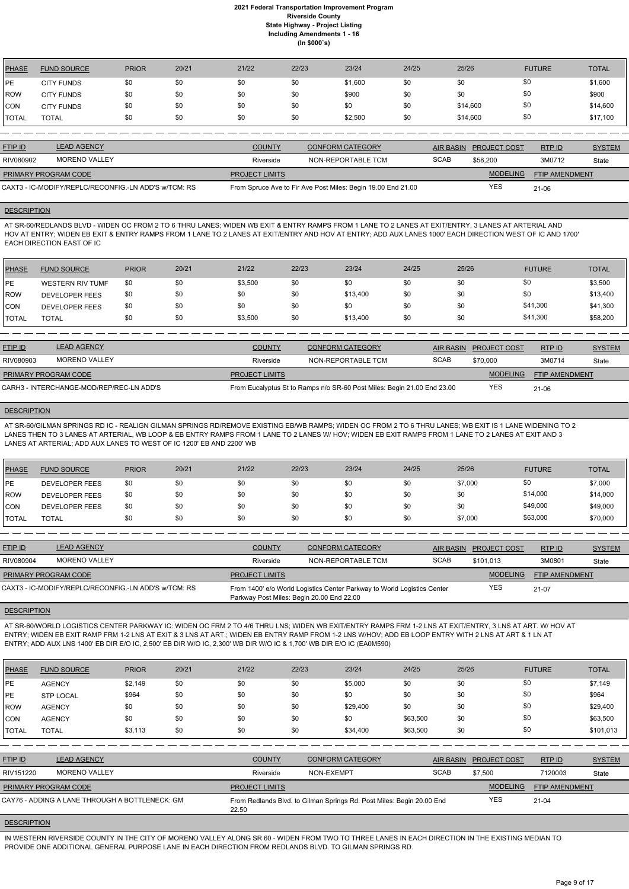# 2021 Federal Transportation Improvement Program
## Riverside County
## State Highway - Project Listing
## Including Amendments 1 - 16
## (In $000`s)

| PHASE | FUND SOURCE | PRIOR | 20/21 | 21/22 | 22/23 | 23/24 | 24/25 | 25/26 | FUTURE | TOTAL |
|---|---|---|---|---|---|---|---|---|---|---|
| PE | CITY FUNDS | $0 | $0 | $0 | $0 | $1,600 | $0 | $0 | $0 | $1,600 |
| ROW | CITY FUNDS | $0 | $0 | $0 | $0 | $900 | $0 | $0 | $0 | $900 |
| CON | CITY FUNDS | $0 | $0 | $0 | $0 | $0 | $0 | $14,600 | $0 | $14,600 |
| TOTAL | TOTAL | $0 | $0 | $0 | $0 | $2,500 | $0 | $14,600 | $0 | $17,100 |

| FTIP ID | LEAD AGENCY | COUNTY | CONFORM CATEGORY | AIR BASIN | PROJECT COST | RTP ID | SYSTEM |
|---|---|---|---|---|---|---|---|
| RIV080902 | MORENO VALLEY | Riverside | NON-REPORTABLE TCM | SCAB | $58,200 | 3M0712 | State |

| PRIMARY PROGRAM CODE | PROJECT LIMITS | MODELING | FTIP AMENDMENT |
|---|---|---|---|
| CAXT3 - IC-MODIFY/REPLC/RECONFIG.-LN ADD'S w/TCM: RS | From Spruce Ave to Fir Ave Post Miles: Begin 19.00 End 21.00 | YES | 21-06 |

**DESCRIPTION**

AT SR-60/REDLANDS BLVD - WIDEN OC FROM 2 TO 6 THRU LANES; WIDEN WB EXIT & ENTRY RAMPS FROM 1 LANE TO 2 LANES AT EXIT/ENTRY, 3 LANES AT ARTERIAL AND HOV AT ENTRY; WIDEN EB EXIT & ENTRY RAMPS FROM 1 LANE TO 2 LANES AT EXIT/ENTRY AND HOV AT ENTRY; ADD AUX LANES 1000' EACH DIRECTION WEST OF IC AND 1700' EACH DIRECTION EAST OF IC

| PHASE | FUND SOURCE | PRIOR | 20/21 | 21/22 | 22/23 | 23/24 | 24/25 | 25/26 | FUTURE | TOTAL |
|---|---|---|---|---|---|---|---|---|---|---|
| PE | WESTERN RIV TUMF | $0 | $0 | $3,500 | $0 | $0 | $0 | $0 | $0 | $3,500 |
| ROW | DEVELOPER FEES | $0 | $0 | $0 | $0 | $13,400 | $0 | $0 | $0 | $13,400 |
| CON | DEVELOPER FEES | $0 | $0 | $0 | $0 | $0 | $0 | $0 | $41,300 | $41,300 |
| TOTAL | TOTAL | $0 | $0 | $3,500 | $0 | $13,400 | $0 | $0 | $41,300 | $58,200 |

| FTIP ID | LEAD AGENCY | COUNTY | CONFORM CATEGORY | AIR BASIN | PROJECT COST | RTP ID | SYSTEM |
|---|---|---|---|---|---|---|---|
| RIV080903 | MORENO VALLEY | Riverside | NON-REPORTABLE TCM | SCAB | $70,000 | 3M0714 | State |

| PRIMARY PROGRAM CODE | PROJECT LIMITS | MODELING | FTIP AMENDMENT |
|---|---|---|---|
| CARH3 - INTERCHANGE-MOD/REP/REC-LN ADD'S | From Eucalyptus St to Ramps n/o SR-60 Post Miles: Begin 21.00 End 23.00 | YES | 21-06 |

**DESCRIPTION**

AT SR-60/GILMAN SPRINGS RD IC - REALIGN GILMAN SPRINGS RD/REMOVE EXISTING EB/WB RAMPS; WIDEN OC FROM 2 TO 6 THRU LANES; WB EXIT IS 1 LANE WIDENING TO 2 LANES THEN TO 3 LANES AT ARTERIAL, WB LOOP & EB ENTRY RAMPS FROM 1 LANE TO 2 LANES W/ HOV; WIDEN EB EXIT RAMPS FROM 1 LANE TO 2 LANES AT EXIT AND 3 LANES AT ARTERIAL; ADD AUX LANES TO WEST OF IC 1200' EB AND 2200' WB

| PHASE | FUND SOURCE | PRIOR | 20/21 | 21/22 | 22/23 | 23/24 | 24/25 | 25/26 | FUTURE | TOTAL |
|---|---|---|---|---|---|---|---|---|---|---|
| PE | DEVELOPER FEES | $0 | $0 | $0 | $0 | $0 | $0 | $7,000 | $0 | $7,000 |
| ROW | DEVELOPER FEES | $0 | $0 | $0 | $0 | $0 | $0 | $0 | $14,000 | $14,000 |
| CON | DEVELOPER FEES | $0 | $0 | $0 | $0 | $0 | $0 | $0 | $49,000 | $49,000 |
| TOTAL | TOTAL | $0 | $0 | $0 | $0 | $0 | $0 | $7,000 | $63,000 | $70,000 |

| FTIP ID | LEAD AGENCY | COUNTY | CONFORM CATEGORY | AIR BASIN | PROJECT COST | RTP ID | SYSTEM |
|---|---|---|---|---|---|---|---|
| RIV080904 | MORENO VALLEY | Riverside | NON-REPORTABLE TCM | SCAB | $101,013 | 3M0801 | State |

| PRIMARY PROGRAM CODE | PROJECT LIMITS | MODELING | FTIP AMENDMENT |
|---|---|---|---|
| CAXT3 - IC-MODIFY/REPLC/RECONFIG.-LN ADD'S w/TCM: RS | From 1400' e/o World Logistics Center Parkway to World Logistics Center Parkway Post Miles: Begin 20.00 End 22.00 | YES | 21-07 |

**DESCRIPTION**

AT SR-60/WORLD LOGISTICS CENTER PARKWAY IC: WIDEN OC FRM 2 TO 4/6 THRU LNS; WIDEN WB EXIT/ENTRY RAMPS FRM 1-2 LNS AT EXIT/ENTRY, 3 LNS AT ART. W/ HOV AT ENTRY; WIDEN EB EXIT RAMP FRM 1-2 LNS AT EXIT & 3 LNS AT ART.; WIDEN EB ENTRY RAMP FROM 1-2 LNS W/HOV; ADD EB LOOP ENTRY WITH 2 LNS AT ART & 1 LN AT ENTRY; ADD AUX LNS 1400' EB DIR E/O IC, 2,500' EB DIR W/O IC, 2,300' WB DIR W/O IC & 1,700' WB DIR E/O IC (EA0M590)

| PHASE | FUND SOURCE | PRIOR | 20/21 | 21/22 | 22/23 | 23/24 | 24/25 | 25/26 | FUTURE | TOTAL |
|---|---|---|---|---|---|---|---|---|---|---|
| PE | AGENCY | $2,149 | $0 | $0 | $0 | $5,000 | $0 | $0 | $0 | $7,149 |
| PE | STP LOCAL | $964 | $0 | $0 | $0 | $0 | $0 | $0 | $0 | $964 |
| ROW | AGENCY | $0 | $0 | $0 | $0 | $29,400 | $0 | $0 | $0 | $29,400 |
| CON | AGENCY | $0 | $0 | $0 | $0 | $0 | $63,500 | $0 | $0 | $63,500 |
| TOTAL | TOTAL | $3,113 | $0 | $0 | $0 | $34,400 | $63,500 | $0 | $0 | $101,013 |

| FTIP ID | LEAD AGENCY | COUNTY | CONFORM CATEGORY | AIR BASIN | PROJECT COST | RTP ID | SYSTEM |
|---|---|---|---|---|---|---|---|
| RIV151220 | MORENO VALLEY | Riverside | NON-EXEMPT | SCAB | $7,500 | 7120003 | State |

| PRIMARY PROGRAM CODE | PROJECT LIMITS | MODELING | FTIP AMENDMENT |
|---|---|---|---|
| CAY76 - ADDING A LANE THROUGH A BOTTLENECK: GM | From Redlands Blvd. to Gilman Springs Rd. Post Miles: Begin 20.00 End 22.50 | YES | 21-04 |

**DESCRIPTION**

IN WESTERN RIVERSIDE COUNTY IN THE CITY OF MORENO VALLEY ALONG SR 60 - WIDEN FROM TWO TO THREE LANES IN EACH DIRECTION IN THE EXISTING MEDIAN TO PROVIDE ONE ADDITIONAL GENERAL PURPOSE LANE IN EACH DIRECTION FROM REDLANDS BLVD. TO GILMAN SPRINGS RD.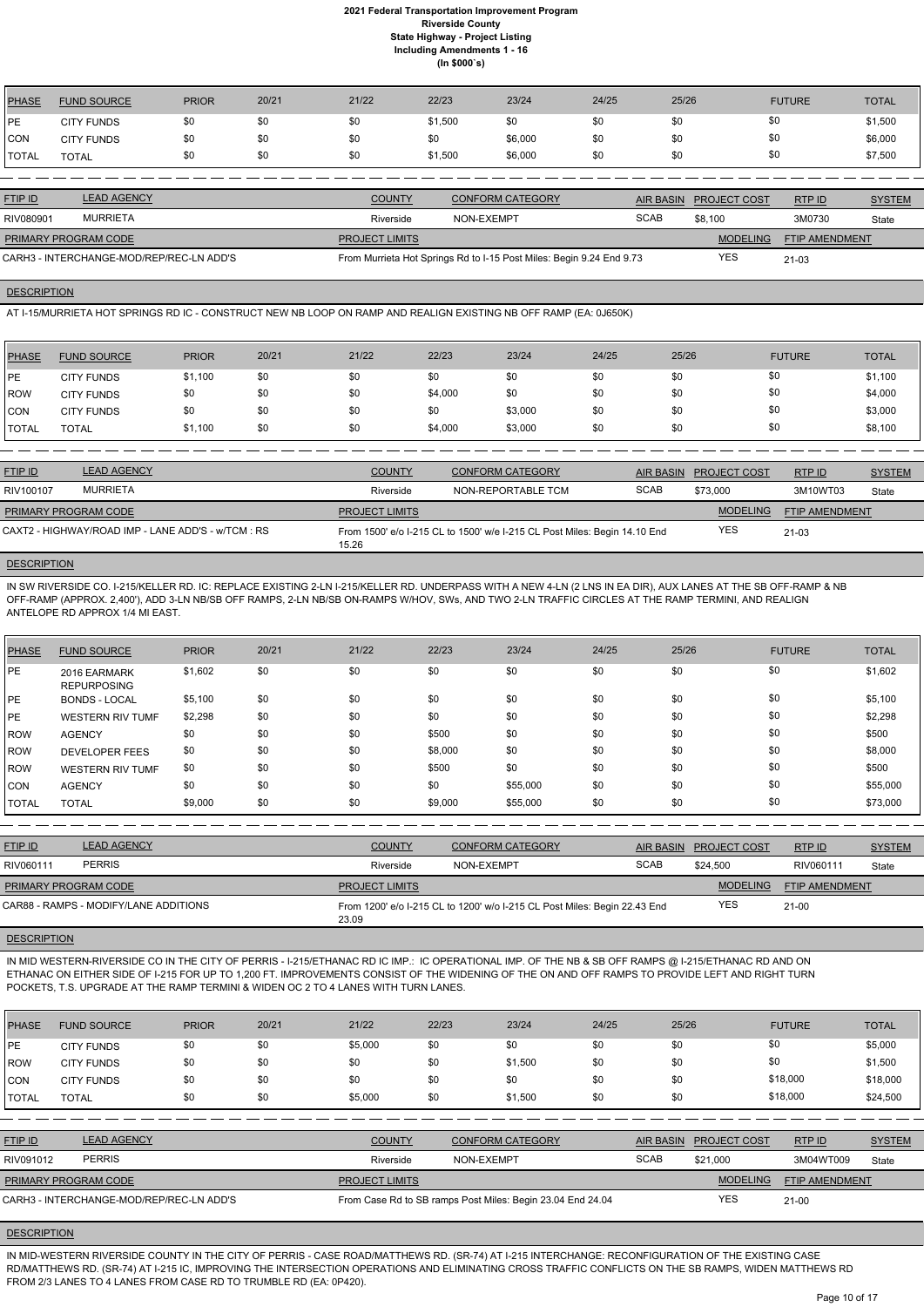# 2021 Federal Transportation Improvement Program
## Riverside County
## State Highway - Project Listing
## Including Amendments 1 - 16
## (In $000`s)

| PHASE | FUND SOURCE | PRIOR | 20/21 | 21/22 | 22/23 | 23/24 | 24/25 | 25/26 | FUTURE | TOTAL |
|---|---|---|---|---|---|---|---|---|---|---|
| PE | CITY FUNDS | $0 | $0 | $0 | $1,500 | $0 | $0 | $0 | $0 | $1,500 |
| CON | CITY FUNDS | $0 | $0 | $0 | $0 | $6,000 | $0 | $0 | $0 | $6,000 |
| TOTAL | TOTAL | $0 | $0 | $0 | $1,500 | $6,000 | $0 | $0 | $0 | $7,500 |

| FTIP ID | LEAD AGENCY | COUNTY | CONFORM CATEGORY | AIR BASIN | PROJECT COST | RTP ID | SYSTEM |
|---|---|---|---|---|---|---|---|
| RIV080901 | MURRIETA | Riverside | NON-EXEMPT | SCAB | $8,100 | 3M0730 | State |

| PRIMARY PROGRAM CODE | PROJECT LIMITS | MODELING | FTIP AMENDMENT |
|---|---|---|---|
| CARH3 - INTERCHANGE-MOD/REP/REC-LN ADD'S | From Murrieta Hot Springs Rd to I-15 Post Miles: Begin 9.24 End 9.73 | YES | 21-03 |

**DESCRIPTION**

AT I-15/MURRIETA HOT SPRINGS RD IC - CONSTRUCT NEW NB LOOP ON RAMP AND REALIGN EXISTING NB OFF RAMP (EA: 0J650K)

| PHASE | FUND SOURCE | PRIOR | 20/21 | 21/22 | 22/23 | 23/24 | 24/25 | 25/26 | FUTURE | TOTAL |
|---|---|---|---|---|---|---|---|---|---|---|
| PE | CITY FUNDS | $1,100 | $0 | $0 | $0 | $0 | $0 | $0 | $0 | $1,100 |
| ROW | CITY FUNDS | $0 | $0 | $0 | $4,000 | $0 | $0 | $0 | $0 | $4,000 |
| CON | CITY FUNDS | $0 | $0 | $0 | $0 | $3,000 | $0 | $0 | $0 | $3,000 |
| TOTAL | TOTAL | $1,100 | $0 | $0 | $4,000 | $3,000 | $0 | $0 | $0 | $8,100 |

| FTIP ID | LEAD AGENCY | COUNTY | CONFORM CATEGORY | AIR BASIN | PROJECT COST | RTP ID | SYSTEM |
|---|---|---|---|---|---|---|---|
| RIV100107 | MURRIETA | Riverside | NON-REPORTABLE TCM | SCAB | $73,000 | 3M10WT03 | State |

| PRIMARY PROGRAM CODE | PROJECT LIMITS | MODELING | FTIP AMENDMENT |
|---|---|---|---|
| CAXT2 - HIGHWAY/ROAD IMP - LANE ADD'S - w/TCM : RS | From 1500' e/o I-215 CL to 1500' w/e I-215 CL Post Miles: Begin 14.10 End 15.26 | YES | 21-03 |

**DESCRIPTION**

IN SW RIVERSIDE CO. I-215/KELLER RD. IC: REPLACE EXISTING 2-LN I-215/KELLER RD. UNDERPASS WITH A NEW 4-LN (2 LNS IN EA DIR), AUX LANES AT THE SB OFF-RAMP & NB OFF-RAMP (APPROX. 2,400'), ADD 3-LN NB/SB OFF RAMPS, 2-LN NB/SB ON-RAMPS W/HOV, SWs, AND TWO 2-LN TRAFFIC CIRCLES AT THE RAMP TERMINI, AND REALIGN ANTELOPE RD APPROX 1/4 MI EAST.

| PHASE | FUND SOURCE | PRIOR | 20/21 | 21/22 | 22/23 | 23/24 | 24/25 | 25/26 | FUTURE | TOTAL |
|---|---|---|---|---|---|---|---|---|---|---|
| PE | 2016 EARMARK REPURPOSING | $1,602 | $0 | $0 | $0 | $0 | $0 | $0 | $0 | $1,602 |
| PE | BONDS - LOCAL | $5,100 | $0 | $0 | $0 | $0 | $0 | $0 | $0 | $5,100 |
| PE | WESTERN RIV TUMF | $2,298 | $0 | $0 | $0 | $0 | $0 | $0 | $0 | $2,298 |
| ROW | AGENCY | $0 | $0 | $0 | $500 | $0 | $0 | $0 | $0 | $500 |
| ROW | DEVELOPER FEES | $0 | $0 | $0 | $8,000 | $0 | $0 | $0 | $0 | $8,000 |
| ROW | WESTERN RIV TUMF | $0 | $0 | $0 | $500 | $0 | $0 | $0 | $0 | $500 |
| CON | AGENCY | $0 | $0 | $0 | $0 | $55,000 | $0 | $0 | $0 | $55,000 |
| TOTAL | TOTAL | $9,000 | $0 | $0 | $9,000 | $55,000 | $0 | $0 | $0 | $73,000 |

| FTIP ID | LEAD AGENCY | COUNTY | CONFORM CATEGORY | AIR BASIN | PROJECT COST | RTP ID | SYSTEM |
|---|---|---|---|---|---|---|---|
| RIV060111 | PERRIS | Riverside | NON-EXEMPT | SCAB | $24,500 | RIV060111 | State |

| PRIMARY PROGRAM CODE | PROJECT LIMITS | MODELING | FTIP AMENDMENT |
|---|---|---|---|
| CAR88 - RAMPS - MODIFY/LANE ADDITIONS | From 1200' e/o I-215 CL to 1200' w/o I-215 CL Post Miles: Begin 22.43 End 23.09 | YES | 21-00 |

**DESCRIPTION**

IN MID WESTERN-RIVERSIDE CO IN THE CITY OF PERRIS - I-215/ETHANAC RD IC IMP.: IC OPERATIONAL IMP. OF THE NB & SB OFF RAMPS @ I-215/ETHANAC RD AND ON ETHANAC ON EITHER SIDE OF I-215 FOR UP TO 1,200 FT. IMPROVEMENTS CONSIST OF THE WIDENING OF THE ON AND OFF RAMPS TO PROVIDE LEFT AND RIGHT TURN POCKETS, T.S. UPGRADE AT THE RAMP TERMINI & WIDEN OC 2 TO 4 LANES WITH TURN LANES.

| PHASE | FUND SOURCE | PRIOR | 20/21 | 21/22 | 22/23 | 23/24 | 24/25 | 25/26 | FUTURE | TOTAL |
|---|---|---|---|---|---|---|---|---|---|---|
| PE | CITY FUNDS | $0 | $0 | $5,000 | $0 | $0 | $0 | $0 | $0 | $5,000 |
| ROW | CITY FUNDS | $0 | $0 | $0 | $0 | $1,500 | $0 | $0 | $0 | $1,500 |
| CON | CITY FUNDS | $0 | $0 | $0 | $0 | $0 | $0 | $0 | $18,000 | $18,000 |
| TOTAL | TOTAL | $0 | $0 | $5,000 | $0 | $1,500 | $0 | $0 | $18,000 | $24,500 |

| FTIP ID | LEAD AGENCY | COUNTY | CONFORM CATEGORY | AIR BASIN | PROJECT COST | RTP ID | SYSTEM |
|---|---|---|---|---|---|---|---|
| RIV091012 | PERRIS | Riverside | NON-EXEMPT | SCAB | $21,000 | 3M04WT009 | State |

| PRIMARY PROGRAM CODE | PROJECT LIMITS | MODELING | FTIP AMENDMENT |
|---|---|---|---|
| CARH3 - INTERCHANGE-MOD/REP/REC-LN ADD'S | From Case Rd to SB ramps Post Miles: Begin 23.04 End 24.04 | YES | 21-00 |

**DESCRIPTION**

IN MID-WESTERN RIVERSIDE COUNTY IN THE CITY OF PERRIS - CASE ROAD/MATTHEWS RD. (SR-74) AT I-215 INTERCHANGE: RECONFIGURATION OF THE EXISTING CASE RD/MATTHEWS RD. (SR-74) AT I-215 IC, IMPROVING THE INTERSECTION OPERATIONS AND ELIMINATING CROSS TRAFFIC CONFLICTS ON THE SB RAMPS, WIDEN MATTHEWS RD FROM 2/3 LANES TO 4 LANES FROM CASE RD TO TRUMBLE RD (EA: 0P420).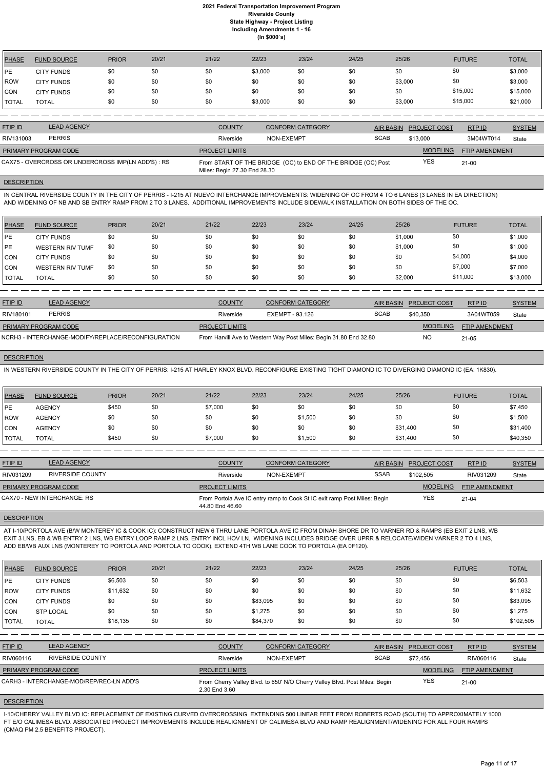**2021 Federal Transportation Improvement Program**
**Riverside County**
**State Highway - Project Listing**
**Including Amendments 1 - 16**
**(In $000`s)**

| PHASE | FUND SOURCE | PRIOR | 20/21 | 21/22 | 22/23 | 23/24 | 24/25 | 25/26 | FUTURE | TOTAL |
|---|---|---|---|---|---|---|---|---|---|---|
| PE | CITY FUNDS | $0 | $0 | $0 | $3,000 | $0 | $0 | $0 | $0 | $3,000 |
| ROW | CITY FUNDS | $0 | $0 | $0 | $0 | $0 | $0 | $3,000 | $0 | $3,000 |
| CON | CITY FUNDS | $0 | $0 | $0 | $0 | $0 | $0 | $0 | $15,000 | $15,000 |
| TOTAL | TOTAL | $0 | $0 | $0 | $3,000 | $0 | $0 | $3,000 | $15,000 | $21,000 |

| FTIP ID | LEAD AGENCY | COUNTY | CONFORM CATEGORY | AIR BASIN | PROJECT COST | RTP ID | SYSTEM |
|---|---|---|---|---|---|---|---|
| RIV131003 | PERRIS | Riverside | NON-EXEMPT | SCAB | $13,000 | 3M04WT014 | State |

| PRIMARY PROGRAM CODE | PROJECT LIMITS | MODELING | FTIP AMENDMENT |
|---|---|---|---|
| CAX75 - OVERCROSS OR UNDERCROSS IMP(LN ADD'S) : RS | From START OF THE BRIDGE (OC) to END OF THE BRIDGE (OC) Post Miles: Begin 27.30 End 28.30 | YES | 21-00 |

**DESCRIPTION**

IN CENTRAL RIVERSIDE COUNTY IN THE CITY OF PERRIS - I-215 AT NUEVO INTERCHANGE IMPROVEMENTS: WIDENING OF OC FROM 4 TO 6 LANES (3 LANES IN EA DIRECTION) AND WIDENING OF NB AND SB ENTRY RAMP FROM 2 TO 3 LANES. ADDITIONAL IMPROVEMENTS INCLUDE SIDEWALK INSTALLATION ON BOTH SIDES OF THE OC.

| PHASE | FUND SOURCE | PRIOR | 20/21 | 21/22 | 22/23 | 23/24 | 24/25 | 25/26 | FUTURE | TOTAL |
|---|---|---|---|---|---|---|---|---|---|---|
| PE | CITY FUNDS | $0 | $0 | $0 | $0 | $0 | $0 | $1,000 | $0 | $1,000 |
| PE | WESTERN RIV TUMF | $0 | $0 | $0 | $0 | $0 | $0 | $1,000 | $0 | $1,000 |
| CON | CITY FUNDS | $0 | $0 | $0 | $0 | $0 | $0 | $0 | $4,000 | $4,000 |
| CON | WESTERN RIV TUMF | $0 | $0 | $0 | $0 | $0 | $0 | $0 | $7,000 | $7,000 |
| TOTAL | TOTAL | $0 | $0 | $0 | $0 | $0 | $0 | $2,000 | $11,000 | $13,000 |

| FTIP ID | LEAD AGENCY | COUNTY | CONFORM CATEGORY | AIR BASIN | PROJECT COST | RTP ID | SYSTEM |
|---|---|---|---|---|---|---|---|
| RIV180101 | PERRIS | Riverside | EXEMPT - 93.126 | SCAB | $40,350 | 3A04WT059 | State |

| PRIMARY PROGRAM CODE | PROJECT LIMITS | MODELING | FTIP AMENDMENT |
|---|---|---|---|
| NCRH3 - INTERCHANGE-MODIFY/REPLACE/RECONFIGURATION | From Harvill Ave to Western Way Post Miles: Begin 31.80 End 32.80 | NO | 21-05 |

**DESCRIPTION**

IN WESTERN RIVERSIDE COUNTY IN THE CITY OF PERRIS: I-215 AT HARLEY KNOX BLVD. RECONFIGURE EXISTING TIGHT DIAMOND IC TO DIVERGING DIAMOND IC (EA: 1K830).

| PHASE | FUND SOURCE | PRIOR | 20/21 | 21/22 | 22/23 | 23/24 | 24/25 | 25/26 | FUTURE | TOTAL |
|---|---|---|---|---|---|---|---|---|---|---|
| PE | AGENCY | $450 | $0 | $7,000 | $0 | $0 | $0 | $0 | $0 | $7,450 |
| ROW | AGENCY | $0 | $0 | $0 | $0 | $1,500 | $0 | $0 | $0 | $1,500 |
| CON | AGENCY | $0 | $0 | $0 | $0 | $0 | $0 | $31,400 | $0 | $31,400 |
| TOTAL | TOTAL | $450 | $0 | $7,000 | $0 | $1,500 | $0 | $31,400 | $0 | $40,350 |

| FTIP ID | LEAD AGENCY | COUNTY | CONFORM CATEGORY | AIR BASIN | PROJECT COST | RTP ID | SYSTEM |
|---|---|---|---|---|---|---|---|
| RIV031209 | RIVERSIDE COUNTY | Riverside | NON-EXEMPT | SSAB | $102,505 | RIV031209 | State |

| PRIMARY PROGRAM CODE | PROJECT LIMITS | MODELING | FTIP AMENDMENT |
|---|---|---|---|
| CAX70 - NEW INTERCHANGE: RS | From Portola Ave IC entry ramp to Cook St IC exit ramp Post Miles: Begin 44.80 End 46.60 | YES | 21-04 |

**DESCRIPTION**

AT I-10/PORTOLA AVE (B/W MONTEREY IC & COOK IC): CONSTRUCT NEW 6 THRU LANE PORTOLA AVE IC FROM DINAH SHORE DR TO VARNER RD & RAMPS (EB EXIT 2 LNS, WB EXIT 3 LNS, EB & WB ENTRY 2 LNS, WB ENTRY LOOP RAMP 2 LNS, ENTRY INCL HOV LN, WIDENING INCLUDES BRIDGE OVER UPRR & RELOCATE/WIDEN VARNER 2 TO 4 LNS, ADD EB/WB AUX LNS (MONTEREY TO PORTOLA AND PORTOLA TO COOK), EXTEND 4TH WB LANE COOK TO PORTOLA (EA 0F120).

| PHASE | FUND SOURCE | PRIOR | 20/21 | 21/22 | 22/23 | 23/24 | 24/25 | 25/26 | FUTURE | TOTAL |
|---|---|---|---|---|---|---|---|---|---|---|
| PE | CITY FUNDS | $6,503 | $0 | $0 | $0 | $0 | $0 | $0 | $0 | $6,503 |
| ROW | CITY FUNDS | $11,632 | $0 | $0 | $0 | $0 | $0 | $0 | $0 | $11,632 |
| CON | CITY FUNDS | $0 | $0 | $0 | $83,095 | $0 | $0 | $0 | $0 | $83,095 |
| CON | STP LOCAL | $0 | $0 | $0 | $1,275 | $0 | $0 | $0 | $0 | $1,275 |
| TOTAL | TOTAL | $18,135 | $0 | $0 | $84,370 | $0 | $0 | $0 | $0 | $102,505 |

| FTIP ID | LEAD AGENCY | COUNTY | CONFORM CATEGORY | AIR BASIN | PROJECT COST | RTP ID | SYSTEM |
|---|---|---|---|---|---|---|---|
| RIV060116 | RIVERSIDE COUNTY | Riverside | NON-EXEMPT | SCAB | $72,456 | RIV060116 | State |

| PRIMARY PROGRAM CODE | PROJECT LIMITS | MODELING | FTIP AMENDMENT |
|---|---|---|---|
| CARH3 - INTERCHANGE-MOD/REP/REC-LN ADD'S | From Cherry Valley Blvd. to 650' N/O Cherry Valley Blvd. Post Miles: Begin 2.30 End 3.60 | YES | 21-00 |

**DESCRIPTION**

I-10/CHERRY VALLEY BLVD IC: REPLACEMENT OF EXISTING CURVED OVERCROSSING EXTENDING 500 LINEAR FEET FROM ROBERTS ROAD (SOUTH) TO APPROXIMATELY 1000 FT E/O CALIMESA BLVD. ASSOCIATED PROJECT IMPROVEMENTS INCLUDE REALIGNMENT OF CALIMESA BLVD AND RAMP REALIGNMENT/WIDENING FOR ALL FOUR RAMPS (CMAQ PM 2.5 BENEFITS PROJECT).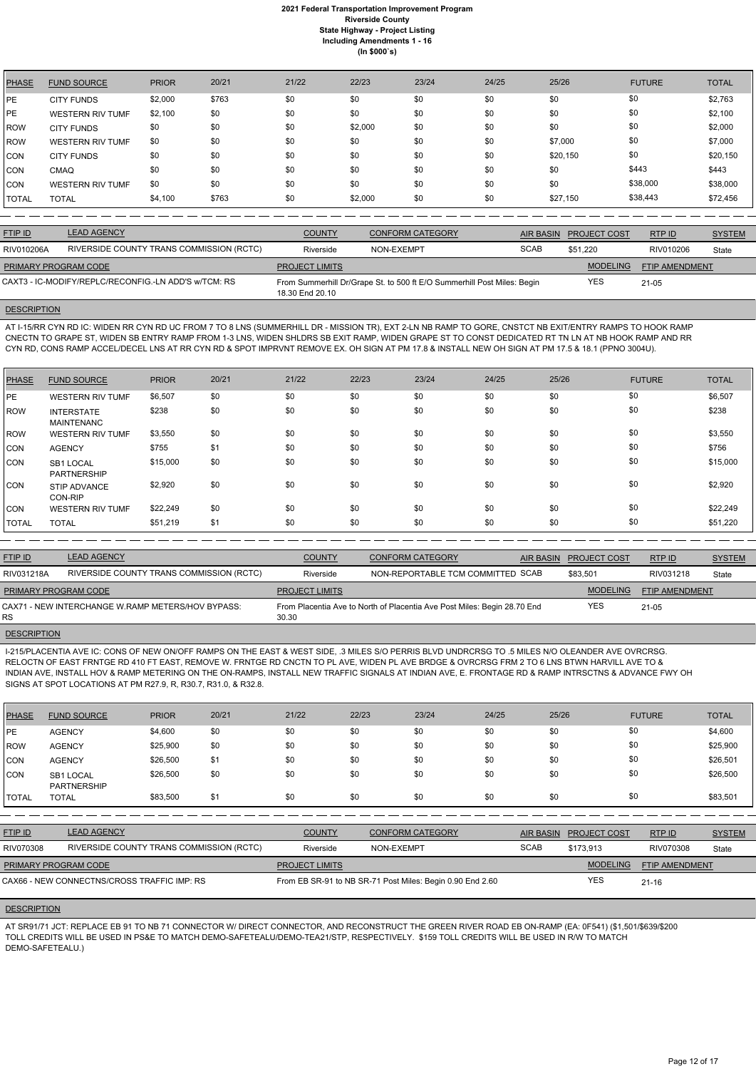# 2021 Federal Transportation Improvement Program
## Riverside County
### State Highway - Project Listing
### Including Amendments 1 - 16
### (In $000`s)

| PHASE | FUND SOURCE | PRIOR | 20/21 | 21/22 | 22/23 | 23/24 | 24/25 | 25/26 | FUTURE | TOTAL |
|---|---|---|---|---|---|---|---|---|---|---|
| PE | CITY FUNDS | $2,000 | $763 | $0 | $0 | $0 | $0 | $0 | $0 | $2,763 |
| PE | WESTERN RIV TUMF | $2,100 | $0 | $0 | $0 | $0 | $0 | $0 | $0 | $2,100 |
| ROW | CITY FUNDS | $0 | $0 | $0 | $2,000 | $0 | $0 | $0 | $0 | $2,000 |
| ROW | WESTERN RIV TUMF | $0 | $0 | $0 | $0 | $0 | $0 | $7,000 | $0 | $7,000 |
| CON | CITY FUNDS | $0 | $0 | $0 | $0 | $0 | $0 | $20,150 | $0 | $20,150 |
| CON | CMAQ | $0 | $0 | $0 | $0 | $0 | $0 | $0 | $443 | $443 |
| CON | WESTERN RIV TUMF | $0 | $0 | $0 | $0 | $0 | $0 | $0 | $38,000 | $38,000 |
| TOTAL | TOTAL | $4,100 | $763 | $0 | $2,000 | $0 | $0 | $27,150 | $38,443 | $72,456 |

| FTIP ID | LEAD AGENCY | COUNTY | CONFORM CATEGORY | AIR BASIN | PROJECT COST | RTP ID | SYSTEM |
|---|---|---|---|---|---|---|---|
| RIV010206A | RIVERSIDE COUNTY TRANS COMMISSION (RCTC) | Riverside | NON-EXEMPT | SCAB | $51,220 | RIV010206 | State |

| PRIMARY PROGRAM CODE | PROJECT LIMITS | MODELING | FTIP AMENDMENT |
|---|---|---|---|
| CAXT3 - IC-MODIFY/REPLC/RECONFIG.-LN ADD'S w/TCM: RS | From Summerhill Dr/Grape St. to 500 ft E/O Summerhill Post Miles: Begin 18.30 End 20.10 | YES | 21-05 |

**DESCRIPTION**

AT I-15/RR CYN RD IC: WIDEN RR CYN RD UC FROM 7 TO 8 LNS (SUMMERHILL DR - MISSION TR), EXT 2-LN NB RAMP TO GORE, CNSTCT NB EXIT/ENTRY RAMPS TO HOOK RAMP CNECTN TO GRAPE ST, WIDEN SB ENTRY RAMP FROM 1-3 LNS, WIDEN SHLDRS SB EXIT RAMP, WIDEN GRAPE ST TO CONST DEDICATED RT TN LN AT NB HOOK RAMP AND RR CYN RD, CONS RAMP ACCEL/DECEL LNS AT RR CYN RD & SPOT IMPRVNT REMOVE EX. OH SIGN AT PM 17.8 & INSTALL NEW OH SIGN AT PM 17.5 & 18.1 (PPNO 3004U).

| PHASE | FUND SOURCE | PRIOR | 20/21 | 21/22 | 22/23 | 23/24 | 24/25 | 25/26 | FUTURE | TOTAL |
|---|---|---|---|---|---|---|---|---|---|---|
| PE | WESTERN RIV TUMF | $6,507 | $0 | $0 | $0 | $0 | $0 | $0 | $0 | $6,507 |
| ROW | INTERSTATE MAINTENANC | $238 | $0 | $0 | $0 | $0 | $0 | $0 | $0 | $238 |
| ROW | WESTERN RIV TUMF | $3,550 | $0 | $0 | $0 | $0 | $0 | $0 | $0 | $3,550 |
| CON | AGENCY | $755 | $1 | $0 | $0 | $0 | $0 | $0 | $0 | $756 |
| CON | SB1 LOCAL PARTNERSHIP | $15,000 | $0 | $0 | $0 | $0 | $0 | $0 | $0 | $15,000 |
| CON | STIP ADVANCE CON-RIP | $2,920 | $0 | $0 | $0 | $0 | $0 | $0 | $0 | $2,920 |
| CON | WESTERN RIV TUMF | $22,249 | $0 | $0 | $0 | $0 | $0 | $0 | $0 | $22,249 |
| TOTAL | TOTAL | $51,219 | $1 | $0 | $0 | $0 | $0 | $0 | $0 | $51,220 |

| FTIP ID | LEAD AGENCY | COUNTY | CONFORM CATEGORY | AIR BASIN | PROJECT COST | RTP ID | SYSTEM |
|---|---|---|---|---|---|---|---|
| RIV031218A | RIVERSIDE COUNTY TRANS COMMISSION (RCTC) | Riverside | NON-REPORTABLE TCM COMMITTED | SCAB | $83,501 | RIV031218 | State |

| PRIMARY PROGRAM CODE | PROJECT LIMITS | MODELING | FTIP AMENDMENT |
|---|---|---|---|
| CAX71 - NEW INTERCHANGE W.RAMP METERS/HOV BYPASS: RS | From Placentia Ave to North of Placentia Ave Post Miles: Begin 28.70 End 30.30 | YES | 21-05 |

**DESCRIPTION**

I-215/PLACENTIA AVE IC: CONS OF NEW ON/OFF RAMPS ON THE EAST & WEST SIDE, .3 MILES S/O PERRIS BLVD UNDRCRSG TO .5 MILES N/O OLEANDER AVE OVRCRSG. RELOCTN OF EAST FRNTGE RD 410 FT EAST, REMOVE W. FRNTGE RD CNCTN TO PL AVE, WIDEN PL AVE BRDGE & OVRCRSG FRM 2 TO 6 LNS BTWN HARVILL AVE TO & INDIAN AVE, INSTALL HOV & RAMP METERING ON THE ON-RAMPS, INSTALL NEW TRAFFIC SIGNALS AT INDIAN AVE, E. FRONTAGE RD & RAMP INTRSCTNS & ADVANCE FWY OH SIGNS AT SPOT LOCATIONS AT PM R27.9, R, R30.7, R31.0, & R32.8.

| PHASE | FUND SOURCE | PRIOR | 20/21 | 21/22 | 22/23 | 23/24 | 24/25 | 25/26 | FUTURE | TOTAL |
|---|---|---|---|---|---|---|---|---|---|---|
| PE | AGENCY | $4,600 | $0 | $0 | $0 | $0 | $0 | $0 | $0 | $4,600 |
| ROW | AGENCY | $25,900 | $0 | $0 | $0 | $0 | $0 | $0 | $0 | $25,900 |
| CON | AGENCY | $26,500 | $1 | $0 | $0 | $0 | $0 | $0 | $0 | $26,501 |
| CON | SB1 LOCAL PARTNERSHIP | $26,500 | $0 | $0 | $0 | $0 | $0 | $0 | $0 | $26,500 |
| TOTAL | TOTAL | $83,500 | $1 | $0 | $0 | $0 | $0 | $0 | $0 | $83,501 |

| FTIP ID | LEAD AGENCY | COUNTY | CONFORM CATEGORY | AIR BASIN | PROJECT COST | RTP ID | SYSTEM |
|---|---|---|---|---|---|---|---|
| RIV070308 | RIVERSIDE COUNTY TRANS COMMISSION (RCTC) | Riverside | NON-EXEMPT | SCAB | $173,913 | RIV070308 | State |

| PRIMARY PROGRAM CODE | PROJECT LIMITS | MODELING | FTIP AMENDMENT |
|---|---|---|---|
| CAX66 - NEW CONNECTNS/CROSS TRAFFIC IMP: RS | From EB SR-91 to NB SR-71 Post Miles: Begin 0.90 End 2.60 | YES | 21-16 |

**DESCRIPTION**

AT SR91/71 JCT: REPLACE EB 91 TO NB 71 CONNECTOR W/ DIRECT CONNECTOR, AND RECONSTRUCT THE GREEN RIVER ROAD EB ON-RAMP (EA: 0F541) ($1,501/$639/$200 TOLL CREDITS WILL BE USED IN PS&E TO MATCH DEMO-SAFETEALU/DEMO-TEA21/STP, RESPECTIVELY. $159 TOLL CREDITS WILL BE USED IN R/W TO MATCH DEMO-SAFETEALU.)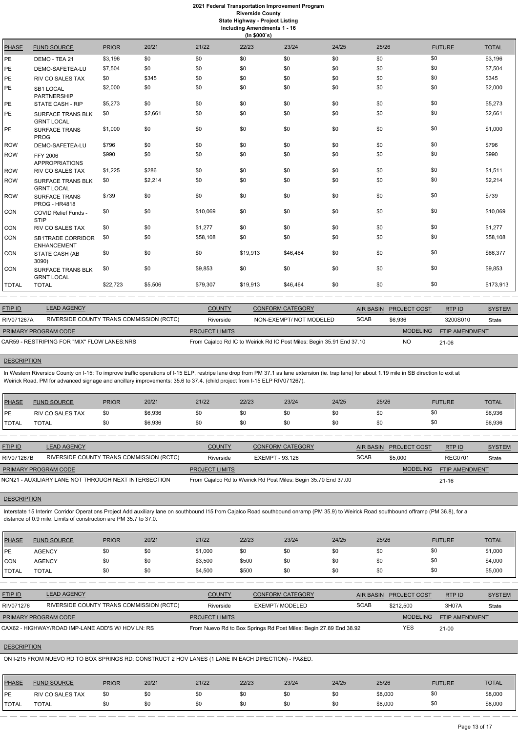# 2021 Federal Transportation Improvement Program
## Riverside County
### State Highway - Project Listing
### Including Amendments 1 - 16
### (In $000`s)

| PHASE | FUND SOURCE | PRIOR | 20/21 | 21/22 | 22/23 | 23/24 | 24/25 | 25/26 | FUTURE | TOTAL |
|---|---|---|---|---|---|---|---|---|---|---|
| PE | DEMO - TEA 21 | $3,196 | $0 | $0 | $0 | $0 | $0 | $0 | $0 | $3,196 |
| PE | DEMO-SAFETEA-LU | $7,504 | $0 | $0 | $0 | $0 | $0 | $0 | $0 | $7,504 |
| PE | RIV CO SALES TAX | $0 | $345 | $0 | $0 | $0 | $0 | $0 | $0 | $345 |
| PE | SB1 LOCAL PARTNERSHIP | $2,000 | $0 | $0 | $0 | $0 | $0 | $0 | $0 | $2,000 |
| PE | STATE CASH - RIP | $5,273 | $0 | $0 | $0 | $0 | $0 | $0 | $0 | $5,273 |
| PE | SURFACE TRANS BLK GRNT LOCAL | $0 | $2,661 | $0 | $0 | $0 | $0 | $0 | $0 | $2,661 |
| PE | SURFACE TRANS PROG | $1,000 | $0 | $0 | $0 | $0 | $0 | $0 | $0 | $1,000 |
| ROW | DEMO-SAFETEA-LU | $796 | $0 | $0 | $0 | $0 | $0 | $0 | $0 | $796 |
| ROW | FFY 2006 APPROPRIATIONS | $990 | $0 | $0 | $0 | $0 | $0 | $0 | $0 | $990 |
| ROW | RIV CO SALES TAX | $1,225 | $286 | $0 | $0 | $0 | $0 | $0 | $0 | $1,511 |
| ROW | SURFACE TRANS BLK GRNT LOCAL | $0 | $2,214 | $0 | $0 | $0 | $0 | $0 | $0 | $2,214 |
| ROW | SURFACE TRANS PROG - HR4818 | $739 | $0 | $0 | $0 | $0 | $0 | $0 | $0 | $739 |
| CON | COVID Relief Funds - STIP | $0 | $0 | $10,069 | $0 | $0 | $0 | $0 | $0 | $10,069 |
| CON | RIV CO SALES TAX | $0 | $0 | $1,277 | $0 | $0 | $0 | $0 | $0 | $1,277 |
| CON | SB1TRADE CORRIDOR ENHANCEMENT | $0 | $0 | $58,108 | $0 | $0 | $0 | $0 | $0 | $58,108 |
| CON | STATE CASH (AB 3090) | $0 | $0 | $0 | $19,913 | $46,464 | $0 | $0 | $0 | $66,377 |
| CON | SURFACE TRANS BLK GRNT LOCAL | $0 | $0 | $9,853 | $0 | $0 | $0 | $0 | $0 | $9,853 |
| TOTAL | TOTAL | $22,723 | $5,506 | $79,307 | $19,913 | $46,464 | $0 | $0 | $0 | $173,913 |

| FTIP ID | LEAD AGENCY | COUNTY | CONFORM CATEGORY | AIR BASIN | PROJECT COST | RTP ID | SYSTEM |
|---|---|---|---|---|---|---|---|
| RIV071267A | RIVERSIDE COUNTY TRANS COMMISSION (RCTC) | Riverside | NON-EXEMPT/ NOT MODELED | SCAB | $6,936 | 3200S010 | State |

| PRIMARY PROGRAM CODE | PROJECT LIMITS | MODELING | FTIP AMENDMENT |
|---|---|---|---|
| CAR59 - RESTRIPING FOR "MIX" FLOW LANES:NRS | From Cajalco Rd IC to Weirick Rd IC Post Miles: Begin 35.91 End 37.10 | NO | 21-06 |

**DESCRIPTION**

In Western Riverside County on I-15: To improve traffic operations of I-15 ELP, restripe lane drop from PM 37.1 as lane extension (ie. trap lane) for about 1.19 mile in SB direction to exit at Weirick Road. PM for advanced signage and ancillary improvements: 35.6 to 37.4. (child project from I-15 ELP RIV071267).

| PHASE | FUND SOURCE | PRIOR | 20/21 | 21/22 | 22/23 | 23/24 | 24/25 | 25/26 | FUTURE | TOTAL |
|---|---|---|---|---|---|---|---|---|---|---|
| PE | RIV CO SALES TAX | $0 | $6,936 | $0 | $0 | $0 | $0 | $0 | $0 | $6,936 |
| TOTAL | TOTAL | $0 | $6,936 | $0 | $0 | $0 | $0 | $0 | $0 | $6,936 |

| FTIP ID | LEAD AGENCY | COUNTY | CONFORM CATEGORY | AIR BASIN | PROJECT COST | RTP ID | SYSTEM |
|---|---|---|---|---|---|---|---|
| RIV071267B | RIVERSIDE COUNTY TRANS COMMISSION (RCTC) | Riverside | EXEMPT - 93.126 | SCAB | $5,000 | REG0701 | State |

| PRIMARY PROGRAM CODE | PROJECT LIMITS | MODELING | FTIP AMENDMENT |
|---|---|---|---|
| NCN21 - AUXILIARY LANE NOT THROUGH NEXT INTERSECTION | From Cajalco Rd to Weirick Rd Post Miles: Begin 35.70 End 37.00 | | 21-16 |

**DESCRIPTION**

Interstate 15 Interim Corridor Operations Project Add auxiliary lane on southbound I15 from Cajalco Road southbound onramp (PM 35.9) to Weirick Road southbound offramp (PM 36.8), for a distance of 0.9 mile. Limits of construction are PM 35.7 to 37.0.

| PHASE | FUND SOURCE | PRIOR | 20/21 | 21/22 | 22/23 | 23/24 | 24/25 | 25/26 | FUTURE | TOTAL |
|---|---|---|---|---|---|---|---|---|---|---|
| PE | AGENCY | $0 | $0 | $1,000 | $0 | $0 | $0 | $0 | $0 | $1,000 |
| CON | AGENCY | $0 | $0 | $3,500 | $500 | $0 | $0 | $0 | $0 | $4,000 |
| TOTAL | TOTAL | $0 | $0 | $4,500 | $500 | $0 | $0 | $0 | $0 | $5,000 |

| FTIP ID | LEAD AGENCY | COUNTY | CONFORM CATEGORY | AIR BASIN | PROJECT COST | RTP ID | SYSTEM |
|---|---|---|---|---|---|---|---|
| RIV071276 | RIVERSIDE COUNTY TRANS COMMISSION (RCTC) | Riverside | EXEMPT/ MODELED | SCAB | $212,500 | 3H07A | State |

| PRIMARY PROGRAM CODE | PROJECT LIMITS | MODELING | FTIP AMENDMENT |
|---|---|---|---|
| CAX62 - HIGHWAY/ROAD IMP-LANE ADD'S W/ HOV LN: RS | From Nuevo Rd to Box Springs Rd Post Miles: Begin 27.89 End 38.92 | YES | 21-00 |

**DESCRIPTION**

ON I-215 FROM NUEVO RD TO BOX SPRINGS RD: CONSTRUCT 2 HOV LANES (1 LANE IN EACH DIRECTION) - PA&ED.

| PHASE | FUND SOURCE | PRIOR | 20/21 | 21/22 | 22/23 | 23/24 | 24/25 | 25/26 | FUTURE | TOTAL |
|---|---|---|---|---|---|---|---|---|---|---|
| PE | RIV CO SALES TAX | $0 | $0 | $0 | $0 | $0 | $0 | $8,000 | $0 | $8,000 |
| TOTAL | TOTAL | $0 | $0 | $0 | $0 | $0 | $0 | $8,000 | $0 | $8,000 |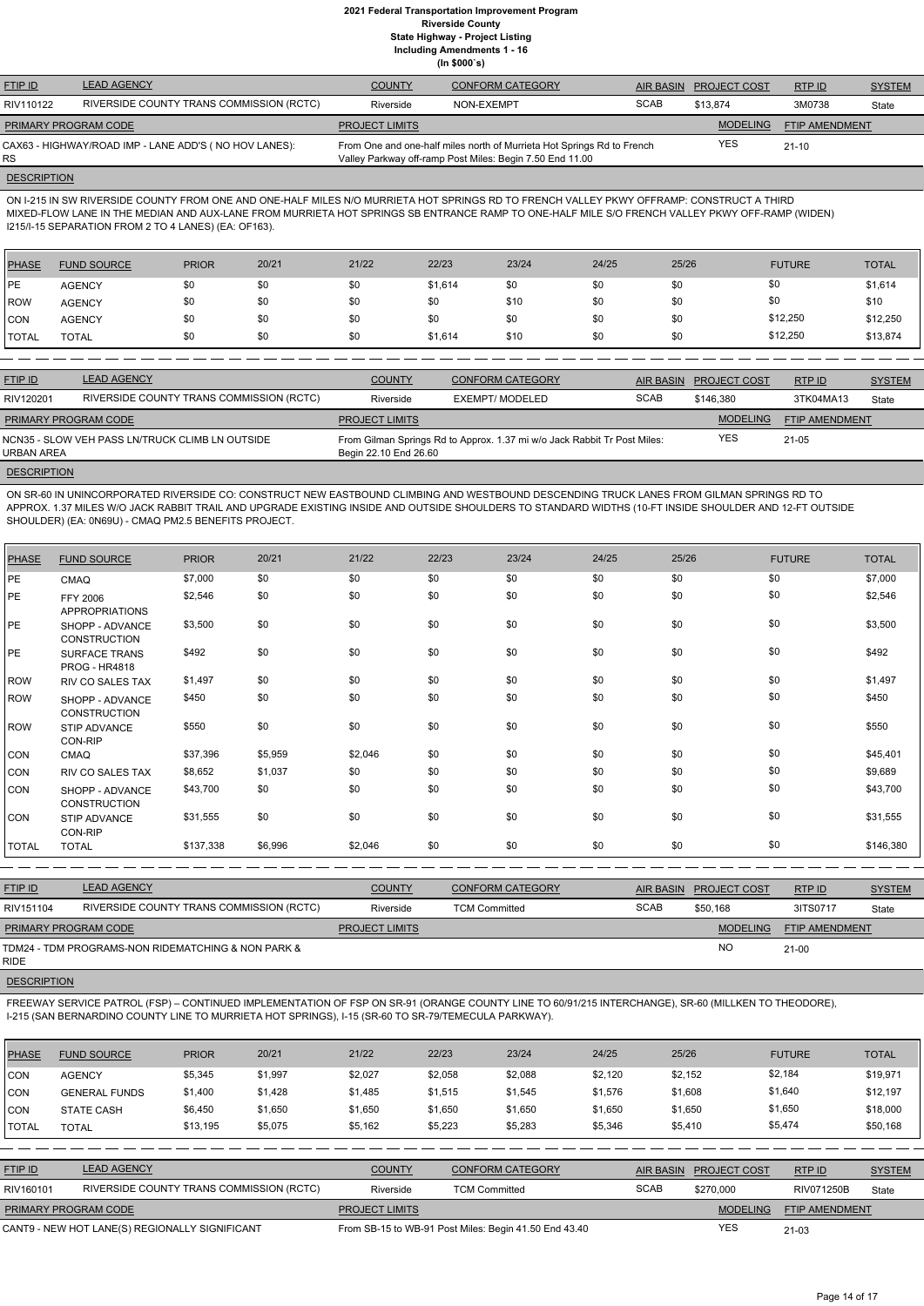# 2021 Federal Transportation Improvement Program
## Riverside County
## State Highway - Project Listing
## Including Amendments 1 - 16
## (In $000`s)

| FTIP ID | LEAD AGENCY | COUNTY | CONFORM CATEGORY | AIR BASIN | PROJECT COST | RTP ID | SYSTEM |
|---|---|---|---|---|---|---|---|
| RIV110122 | RIVERSIDE COUNTY TRANS COMMISSION (RCTC) | Riverside | NON-EXEMPT | SCAB | $13,874 | 3M0738 | State |

| PRIMARY PROGRAM CODE | PROJECT LIMITS | MODELING | FTIP AMENDMENT |
|---|---|---|---|
| CAX63 - HIGHWAY/ROAD IMP - LANE ADD'S ( NO HOV LANES): RS | From One and one-half miles north of Murrieta Hot Springs Rd to French Valley Parkway off-ramp Post Miles: Begin 7.50 End 11.00 | YES | 21-10 |

**DESCRIPTION**

ON I-215 IN SW RIVERSIDE COUNTY FROM ONE AND ONE-HALF MILES N/O MURRIETA HOT SPRINGS RD TO FRENCH VALLEY PKWY OFFRAMP: CONSTRUCT A THIRD MIXED-FLOW LANE IN THE MEDIAN AND AUX-LANE FROM MURRIETA HOT SPRINGS SB ENTRANCE RAMP TO ONE-HALF MILE S/O FRENCH VALLEY PKWY OFF-RAMP (WIDEN) I215/I-15 SEPARATION FROM 2 TO 4 LANES) (EA: OF163).

| PHASE | FUND SOURCE | PRIOR | 20/21 | 21/22 | 22/23 | 23/24 | 24/25 | 25/26 | FUTURE | TOTAL |
|---|---|---|---|---|---|---|---|---|---|---|
| PE | AGENCY | $0 | $0 | $0 | $1,614 | $0 | $0 | $0 | $0 | $1,614 |
| ROW | AGENCY | $0 | $0 | $0 | $0 | $10 | $0 | $0 | $0 | $10 |
| CON | AGENCY | $0 | $0 | $0 | $0 | $0 | $0 | $0 | $12,250 | $12,250 |
| TOTAL | TOTAL | $0 | $0 | $0 | $1,614 | $10 | $0 | $0 | $12,250 | $13,874 |

| FTIP ID | LEAD AGENCY | COUNTY | CONFORM CATEGORY | AIR BASIN | PROJECT COST | RTP ID | SYSTEM |
|---|---|---|---|---|---|---|---|
| RIV120201 | RIVERSIDE COUNTY TRANS COMMISSION (RCTC) | Riverside | EXEMPT/ MODELED | SCAB | $146,380 | 3TK04MA13 | State |

| PRIMARY PROGRAM CODE | PROJECT LIMITS | MODELING | FTIP AMENDMENT |
|---|---|---|---|
| NCN35 - SLOW VEH PASS LN/TRUCK CLIMB LN OUTSIDE URBAN AREA | From Gilman Springs Rd to Approx. 1.37 mi w/o Jack Rabbit Tr Post Miles: Begin 22.10 End 26.60 | YES | 21-05 |

**DESCRIPTION**

ON SR-60 IN UNINCORPORATED RIVERSIDE CO: CONSTRUCT NEW EASTBOUND CLIMBING AND WESTBOUND DESCENDING TRUCK LANES FROM GILMAN SPRINGS RD TO APPROX. 1.37 MILES W/O JACK RABBIT TRAIL AND UPGRADE EXISTING INSIDE AND OUTSIDE SHOULDERS TO STANDARD WIDTHS (10-FT INSIDE SHOULDER AND 12-FT OUTSIDE SHOULDER) (EA: 0N69U) - CMAQ PM2.5 BENEFITS PROJECT.

| PHASE | FUND SOURCE | PRIOR | 20/21 | 21/22 | 22/23 | 23/24 | 24/25 | 25/26 | FUTURE | TOTAL |
|---|---|---|---|---|---|---|---|---|---|---|
| PE | CMAQ | $7,000 | $0 | $0 | $0 | $0 | $0 | $0 | $0 | $7,000 |
| PE | FFY 2006 APPROPRIATIONS | $2,546 | $0 | $0 | $0 | $0 | $0 | $0 | $0 | $2,546 |
| PE | SHOPP - ADVANCE CONSTRUCTION | $3,500 | $0 | $0 | $0 | $0 | $0 | $0 | $0 | $3,500 |
| PE | SURFACE TRANS PROG - HR4818 | $492 | $0 | $0 | $0 | $0 | $0 | $0 | $0 | $492 |
| ROW | RIV CO SALES TAX | $1,497 | $0 | $0 | $0 | $0 | $0 | $0 | $0 | $1,497 |
| ROW | SHOPP - ADVANCE CONSTRUCTION | $450 | $0 | $0 | $0 | $0 | $0 | $0 | $0 | $450 |
| ROW | STIP ADVANCE CON-RIP | $550 | $0 | $0 | $0 | $0 | $0 | $0 | $0 | $550 |
| CON | CMAQ | $37,396 | $5,959 | $2,046 | $0 | $0 | $0 | $0 | $0 | $45,401 |
| CON | RIV CO SALES TAX | $8,652 | $1,037 | $0 | $0 | $0 | $0 | $0 | $0 | $9,689 |
| CON | SHOPP - ADVANCE CONSTRUCTION | $43,700 | $0 | $0 | $0 | $0 | $0 | $0 | $0 | $43,700 |
| CON | STIP ADVANCE CON-RIP | $31,555 | $0 | $0 | $0 | $0 | $0 | $0 | $0 | $31,555 |
| TOTAL | TOTAL | $137,338 | $6,996 | $2,046 | $0 | $0 | $0 | $0 | $0 | $146,380 |

| FTIP ID | LEAD AGENCY | COUNTY | CONFORM CATEGORY | AIR BASIN | PROJECT COST | RTP ID | SYSTEM |
|---|---|---|---|---|---|---|---|
| RIV151104 | RIVERSIDE COUNTY TRANS COMMISSION (RCTC) | Riverside | TCM Committed | SCAB | $50,168 | 3ITS0717 | State |

| PRIMARY PROGRAM CODE | PROJECT LIMITS | MODELING | FTIP AMENDMENT |
|---|---|---|---|
| TDM24 - TDM PROGRAMS-NON RIDEMATCHING & NON PARK & RIDE | | NO | 21-00 |

**DESCRIPTION**

FREEWAY SERVICE PATROL (FSP) – CONTINUED IMPLEMENTATION OF FSP ON SR-91 (ORANGE COUNTY LINE TO 60/91/215 INTERCHANGE), SR-60 (MILLKEN TO THEODORE), I-215 (SAN BERNARDINO COUNTY LINE TO MURRIETA HOT SPRINGS), I-15 (SR-60 TO SR-79/TEMECULA PARKWAY).

| PHASE | FUND SOURCE | PRIOR | 20/21 | 21/22 | 22/23 | 23/24 | 24/25 | 25/26 | FUTURE | TOTAL |
|---|---|---|---|---|---|---|---|---|---|---|
| CON | AGENCY | $5,345 | $1,997 | $2,027 | $2,058 | $2,088 | $2,120 | $2,152 | $2,184 | $19,971 |
| CON | GENERAL FUNDS | $1,400 | $1,428 | $1,485 | $1,515 | $1,545 | $1,576 | $1,608 | $1,640 | $12,197 |
| CON | STATE CASH | $6,450 | $1,650 | $1,650 | $1,650 | $1,650 | $1,650 | $1,650 | $1,650 | $18,000 |
| TOTAL | TOTAL | $13,195 | $5,075 | $5,162 | $5,223 | $5,283 | $5,346 | $5,410 | $5,474 | $50,168 |

| FTIP ID | LEAD AGENCY | COUNTY | CONFORM CATEGORY | AIR BASIN | PROJECT COST | RTP ID | SYSTEM |
|---|---|---|---|---|---|---|---|
| RIV160101 | RIVERSIDE COUNTY TRANS COMMISSION (RCTC) | Riverside | TCM Committed | SCAB | $270,000 | RIV071250B | State |

| PRIMARY PROGRAM CODE | PROJECT LIMITS | MODELING | FTIP AMENDMENT |
|---|---|---|---|
| CANT9 - NEW HOT LANE(S) REGIONALLY SIGNIFICANT | From SB-15 to WB-91 Post Miles: Begin 41.50 End 43.40 | YES | 21-03 |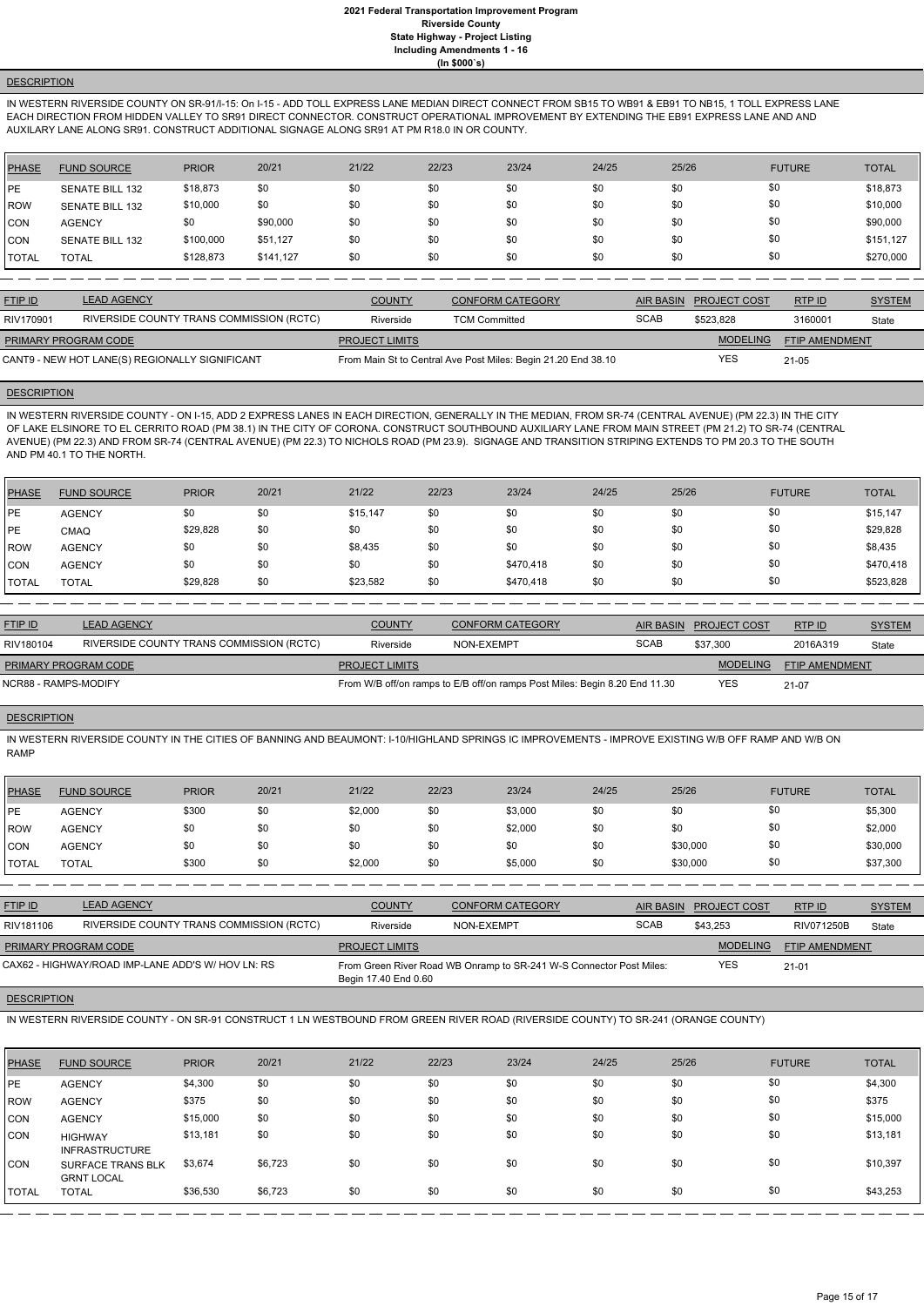# 2021 Federal Transportation Improvement Program
## Riverside County
### State Highway - Project Listing
### Including Amendments 1 - 16
### (In $000's)

**DESCRIPTION**

IN WESTERN RIVERSIDE COUNTY ON SR-91/I-15: On I-15 - ADD TOLL EXPRESS LANE MEDIAN DIRECT CONNECT FROM SB15 TO WB91 & EB91 TO NB15, 1 TOLL EXPRESS LANE EACH DIRECTION FROM HIDDEN VALLEY TO SR91 DIRECT CONNECTOR. CONSTRUCT OPERATIONAL IMPROVEMENT BY EXTENDING THE EB91 EXPRESS LANE AND AND AUXILARY LANE ALONG SR91. CONSTRUCT ADDITIONAL SIGNAGE ALONG SR91 AT PM R18.0 IN OR COUNTY.

| PHASE | FUND SOURCE | PRIOR | 20/21 | 21/22 | 22/23 | 23/24 | 24/25 | 25/26 | FUTURE | TOTAL |
|---|---|---|---|---|---|---|---|---|---|---|
| PE | SENATE BILL 132 | $18,873 | $0 | $0 | $0 | $0 | $0 | $0 | $0 | $18,873 |
| ROW | SENATE BILL 132 | $10,000 | $0 | $0 | $0 | $0 | $0 | $0 | $0 | $10,000 |
| CON | AGENCY | $0 | $90,000 | $0 | $0 | $0 | $0 | $0 | $0 | $90,000 |
| CON | SENATE BILL 132 | $100,000 | $51,127 | $0 | $0 | $0 | $0 | $0 | $0 | $151,127 |
| TOTAL | TOTAL | $128,873 | $141,127 | $0 | $0 | $0 | $0 | $0 | $0 | $270,000 |

| FTIP ID | LEAD AGENCY | COUNTY | CONFORM CATEGORY | AIR BASIN | PROJECT COST | RTP ID | SYSTEM |
|---|---|---|---|---|---|---|---|
| RIV170901 | RIVERSIDE COUNTY TRANS COMMISSION (RCTC) | Riverside | TCM Committed | SCAB | $523,828 | 3160001 | State |

| PRIMARY PROGRAM CODE | PROJECT LIMITS | MODELING | FTIP AMENDMENT |
|---|---|---|---|
| CANT9 - NEW HOT LANE(S) REGIONALLY SIGNIFICANT | From Main St to Central Ave Post Miles: Begin 21.20 End 38.10 | YES | 21-05 |

**DESCRIPTION**

IN WESTERN RIVERSIDE COUNTY - ON I-15, ADD 2 EXPRESS LANES IN EACH DIRECTION, GENERALLY IN THE MEDIAN, FROM SR-74 (CENTRAL AVENUE) (PM 22.3) IN THE CITY OF LAKE ELSINORE TO EL CERRITO ROAD (PM 38.1) IN THE CITY OF CORONA. CONSTRUCT SOUTHBOUND AUXILIARY LANE FROM MAIN STREET (PM 21.2) TO SR-74 (CENTRAL AVENUE) (PM 22.3) AND FROM SR-74 (CENTRAL AVENUE) (PM 22.3) TO NICHOLS ROAD (PM 23.9). SIGNAGE AND TRANSITION STRIPING EXTENDS TO PM 20.3 TO THE SOUTH AND PM 40.1 TO THE NORTH.

| PHASE | FUND SOURCE | PRIOR | 20/21 | 21/22 | 22/23 | 23/24 | 24/25 | 25/26 | FUTURE | TOTAL |
|---|---|---|---|---|---|---|---|---|---|---|
| PE | AGENCY | $0 | $0 | $15,147 | $0 | $0 | $0 | $0 | $0 | $15,147 |
| PE | CMAQ | $29,828 | $0 | $0 | $0 | $0 | $0 | $0 | $0 | $29,828 |
| ROW | AGENCY | $0 | $0 | $8,435 | $0 | $0 | $0 | $0 | $0 | $8,435 |
| CON | AGENCY | $0 | $0 | $0 | $0 | $470,418 | $0 | $0 | $0 | $470,418 |
| TOTAL | TOTAL | $29,828 | $0 | $23,582 | $0 | $470,418 | $0 | $0 | $0 | $523,828 |

| FTIP ID | LEAD AGENCY | COUNTY | CONFORM CATEGORY | AIR BASIN | PROJECT COST | RTP ID | SYSTEM |
|---|---|---|---|---|---|---|---|
| RIV180104 | RIVERSIDE COUNTY TRANS COMMISSION (RCTC) | Riverside | NON-EXEMPT | SCAB | $37,300 | 2016A319 | State |

| PRIMARY PROGRAM CODE | PROJECT LIMITS | MODELING | FTIP AMENDMENT |
|---|---|---|---|
| NCR88 - RAMPS-MODIFY | From W/B off/on ramps to E/B off/on ramps Post Miles: Begin 8.20 End 11.30 | YES | 21-07 |

**DESCRIPTION**

IN WESTERN RIVERSIDE COUNTY IN THE CITIES OF BANNING AND BEAUMONT: I-10/HIGHLAND SPRINGS IC IMPROVEMENTS - IMPROVE EXISTING W/B OFF RAMP AND W/B ON RAMP

| PHASE | FUND SOURCE | PRIOR | 20/21 | 21/22 | 22/23 | 23/24 | 24/25 | 25/26 | FUTURE | TOTAL |
|---|---|---|---|---|---|---|---|---|---|---|
| PE | AGENCY | $300 | $0 | $2,000 | $0 | $3,000 | $0 | $0 | $0 | $5,300 |
| ROW | AGENCY | $0 | $0 | $0 | $0 | $2,000 | $0 | $0 | $0 | $2,000 |
| CON | AGENCY | $0 | $0 | $0 | $0 | $0 | $0 | $30,000 | $0 | $30,000 |
| TOTAL | TOTAL | $300 | $0 | $2,000 | $0 | $5,000 | $0 | $30,000 | $0 | $37,300 |

| FTIP ID | LEAD AGENCY | COUNTY | CONFORM CATEGORY | AIR BASIN | PROJECT COST | RTP ID | SYSTEM |
|---|---|---|---|---|---|---|---|
| RIV181106 | RIVERSIDE COUNTY TRANS COMMISSION (RCTC) | Riverside | NON-EXEMPT | SCAB | $43,253 | RIV071250B | State |

| PRIMARY PROGRAM CODE | PROJECT LIMITS | MODELING | FTIP AMENDMENT |
|---|---|---|---|
| CAX62 - HIGHWAY/ROAD IMP-LANE ADD'S W/ HOV LN: RS | From Green River Road WB Onramp to SR-241 W-S Connector Post Miles: Begin 17.40 End 0.60 | YES | 21-01 |

**DESCRIPTION**

IN WESTERN RIVERSIDE COUNTY - ON SR-91 CONSTRUCT 1 LN WESTBOUND FROM GREEN RIVER ROAD (RIVERSIDE COUNTY) TO SR-241 (ORANGE COUNTY)

| PHASE | FUND SOURCE | PRIOR | 20/21 | 21/22 | 22/23 | 23/24 | 24/25 | 25/26 | FUTURE | TOTAL |
|---|---|---|---|---|---|---|---|---|---|---|
| PE | AGENCY | $4,300 | $0 | $0 | $0 | $0 | $0 | $0 | $0 | $4,300 |
| ROW | AGENCY | $375 | $0 | $0 | $0 | $0 | $0 | $0 | $0 | $375 |
| CON | AGENCY | $15,000 | $0 | $0 | $0 | $0 | $0 | $0 | $0 | $15,000 |
| CON | HIGHWAY INFRASTRUCTURE | $13,181 | $0 | $0 | $0 | $0 | $0 | $0 | $0 | $13,181 |
| CON | SURFACE TRANS BLK GRNT LOCAL | $3,674 | $6,723 | $0 | $0 | $0 | $0 | $0 | $0 | $10,397 |
| TOTAL | TOTAL | $36,530 | $6,723 | $0 | $0 | $0 | $0 | $0 | $0 | $43,253 |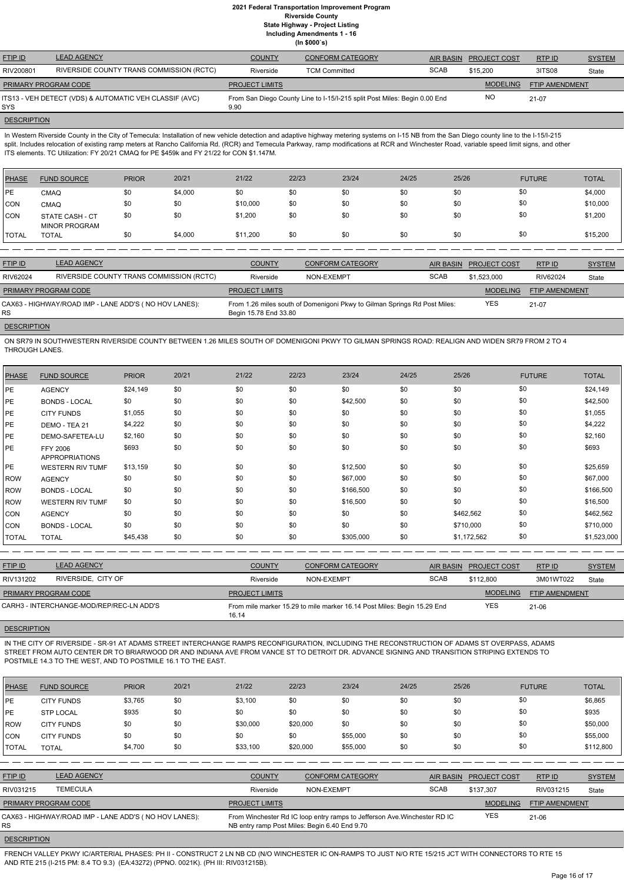# 2021 Federal Transportation Improvement Program
## Riverside County
### State Highway - Project Listing
### Including Amendments 1 - 16
### (In $000`s)

| FTIP ID | LEAD AGENCY | COUNTY | CONFORM CATEGORY | AIR BASIN | PROJECT COST | RTP ID | SYSTEM |
|---|---|---|---|---|---|---|---|
| RIV200801 | RIVERSIDE COUNTY TRANS COMMISSION (RCTC) | Riverside | TCM Committed | SCAB | $15,200 | 3ITS08 | State |

| PRIMARY PROGRAM CODE | PROJECT LIMITS | MODELING | FTIP AMENDMENT |
|---|---|---|---|
| ITS13 - VEH DETECT (VDS) & AUTOMATIC VEH CLASSIF (AVC) SYS | From San Diego County Line to I-15/I-215 split Post Miles: Begin 0.00 End 9.90 | NO | 21-07 |

**DESCRIPTION**

In Western Riverside County in the City of Temecula: Installation of new vehicle detection and adaptive highway metering systems on I-15 NB from the San Diego county line to the I-15/I-215 split. Includes relocation of existing ramp meters at Rancho California Rd. (RCR) and Temecula Parkway, ramp modifications at RCR and Winchester Road, variable speed limit signs, and other ITS elements. TC Utilization: FY 20/21 CMAQ for PE $459k and FY 21/22 for CON $1.147M.

| PHASE | FUND SOURCE | PRIOR | 20/21 | 21/22 | 22/23 | 23/24 | 24/25 | 25/26 | FUTURE | TOTAL |
|---|---|---|---|---|---|---|---|---|---|---|
| PE | CMAQ | $0 | $4,000 | $0 | $0 | $0 | $0 | $0 | $0 | $4,000 |
| CON | CMAQ | $0 | $0 | $10,000 | $0 | $0 | $0 | $0 | $0 | $10,000 |
| CON | STATE CASH - CT MINOR PROGRAM | $0 | $0 | $1,200 | $0 | $0 | $0 | $0 | $0 | $1,200 |
| TOTAL | TOTAL | $0 | $4,000 | $11,200 | $0 | $0 | $0 | $0 | $0 | $15,200 |

| FTIP ID | LEAD AGENCY | COUNTY | CONFORM CATEGORY | AIR BASIN | PROJECT COST | RTP ID | SYSTEM |
|---|---|---|---|---|---|---|---|
| RIV62024 | RIVERSIDE COUNTY TRANS COMMISSION (RCTC) | Riverside | NON-EXEMPT | SCAB | $1,523,000 | RIV62024 | State |

| PRIMARY PROGRAM CODE | PROJECT LIMITS | MODELING | FTIP AMENDMENT |
|---|---|---|---|
| CAX63 - HIGHWAY/ROAD IMP - LANE ADD'S ( NO HOV LANES): RS | From 1.26 miles south of Domenigoni Pkwy to Gilman Springs Rd Post Miles: Begin 15.78 End 33.80 | YES | 21-07 |

**DESCRIPTION**

ON SR79 IN SOUTHWESTERN RIVERSIDE COUNTY BETWEEN 1.26 MILES SOUTH OF DOMENIGONI PKWY TO GILMAN SPRINGS ROAD: REALIGN AND WIDEN SR79 FROM 2 TO 4 THROUGH LANES.

| PHASE | FUND SOURCE | PRIOR | 20/21 | 21/22 | 22/23 | 23/24 | 24/25 | 25/26 | FUTURE | TOTAL |
|---|---|---|---|---|---|---|---|---|---|---|
| PE | AGENCY | $24,149 | $0 | $0 | $0 | $0 | $0 | $0 | $0 | $24,149 |
| PE | BONDS - LOCAL | $0 | $0 | $0 | $0 | $42,500 | $0 | $0 | $0 | $42,500 |
| PE | CITY FUNDS | $1,055 | $0 | $0 | $0 | $0 | $0 | $0 | $0 | $1,055 |
| PE | DEMO - TEA 21 | $4,222 | $0 | $0 | $0 | $0 | $0 | $0 | $0 | $4,222 |
| PE | DEMO-SAFETEA-LU | $2,160 | $0 | $0 | $0 | $0 | $0 | $0 | $0 | $2,160 |
| PE | FFY 2006 APPROPRIATIONS | $693 | $0 | $0 | $0 | $0 | $0 | $0 | $0 | $693 |
| PE | WESTERN RIV TUMF | $13,159 | $0 | $0 | $0 | $12,500 | $0 | $0 | $0 | $25,659 |
| ROW | AGENCY | $0 | $0 | $0 | $0 | $67,000 | $0 | $0 | $0 | $67,000 |
| ROW | BONDS - LOCAL | $0 | $0 | $0 | $0 | $166,500 | $0 | $0 | $0 | $166,500 |
| ROW | WESTERN RIV TUMF | $0 | $0 | $0 | $0 | $16,500 | $0 | $0 | $0 | $16,500 |
| CON | AGENCY | $0 | $0 | $0 | $0 | $0 | $0 | $462,562 | $0 | $462,562 |
| CON | BONDS - LOCAL | $0 | $0 | $0 | $0 | $0 | $0 | $710,000 | $0 | $710,000 |
| TOTAL | TOTAL | $45,438 | $0 | $0 | $0 | $305,000 | $0 | $1,172,562 | $0 | $1,523,000 |

| FTIP ID | LEAD AGENCY | COUNTY | CONFORM CATEGORY | AIR BASIN | PROJECT COST | RTP ID | SYSTEM |
|---|---|---|---|---|---|---|---|
| RIV131202 | RIVERSIDE, CITY OF | Riverside | NON-EXEMPT | SCAB | $112,800 | 3M01WT022 | State |

| PRIMARY PROGRAM CODE | PROJECT LIMITS | MODELING | FTIP AMENDMENT |
|---|---|---|---|
| CARH3 - INTERCHANGE-MOD/REP/REC-LN ADD'S | From mile marker 15.29 to mile marker 16.14 Post Miles: Begin 15.29 End 16.14 | YES | 21-06 |

**DESCRIPTION**

IN THE CITY OF RIVERSIDE - SR-91 AT ADAMS STREET INTERCHANGE RAMPS RECONFIGURATION, INCLUDING THE RECONSTRUCTION OF ADAMS ST OVERPASS, ADAMS STREET FROM AUTO CENTER DR TO BRIARWOOD DR AND INDIANA AVE FROM VANCE ST TO DETROIT DR. ADVANCE SIGNING AND TRANSITION STRIPING EXTENDS TO POSTMILE 14.3 TO THE WEST, AND TO POSTMILE 16.1 TO THE EAST.

| PHASE | FUND SOURCE | PRIOR | 20/21 | 21/22 | 22/23 | 23/24 | 24/25 | 25/26 | FUTURE | TOTAL |
|---|---|---|---|---|---|---|---|---|---|---|
| PE | CITY FUNDS | $3,765 | $0 | $3,100 | $0 | $0 | $0 | $0 | $0 | $6,865 |
| PE | STP LOCAL | $935 | $0 | $0 | $0 | $0 | $0 | $0 | $0 | $935 |
| ROW | CITY FUNDS | $0 | $0 | $30,000 | $20,000 | $0 | $0 | $0 | $0 | $50,000 |
| CON | CITY FUNDS | $0 | $0 | $0 | $0 | $55,000 | $0 | $0 | $0 | $55,000 |
| TOTAL | TOTAL | $4,700 | $0 | $33,100 | $20,000 | $55,000 | $0 | $0 | $0 | $112,800 |

| FTIP ID | LEAD AGENCY | COUNTY | CONFORM CATEGORY | AIR BASIN | PROJECT COST | RTP ID | SYSTEM |
|---|---|---|---|---|---|---|---|
| RIV031215 | TEMECULA | Riverside | NON-EXEMPT | SCAB | $137,307 | RIV031215 | State |

| PRIMARY PROGRAM CODE | PROJECT LIMITS | MODELING | FTIP AMENDMENT |
|---|---|---|---|
| CAX63 - HIGHWAY/ROAD IMP - LANE ADD'S ( NO HOV LANES): RS | From Winchester Rd IC loop entry ramps to Jefferson Ave.Winchester RD IC NB entry ramp Post Miles: Begin 6.40 End 9.70 | YES | 21-06 |

**DESCRIPTION**

FRENCH VALLEY PKWY IC/ARTERIAL PHASES: PH II - CONSTRUCT 2 LN NB CD (N/O WINCHESTER IC ON-RAMPS TO JUST N/O RTE 15/215 JCT WITH CONNECTORS TO RTE 15 AND RTE 215 (I-215 PM: 8.4 TO 9.3) (EA:43272) (PPNO. 0021K). (PH III: RIV031215B).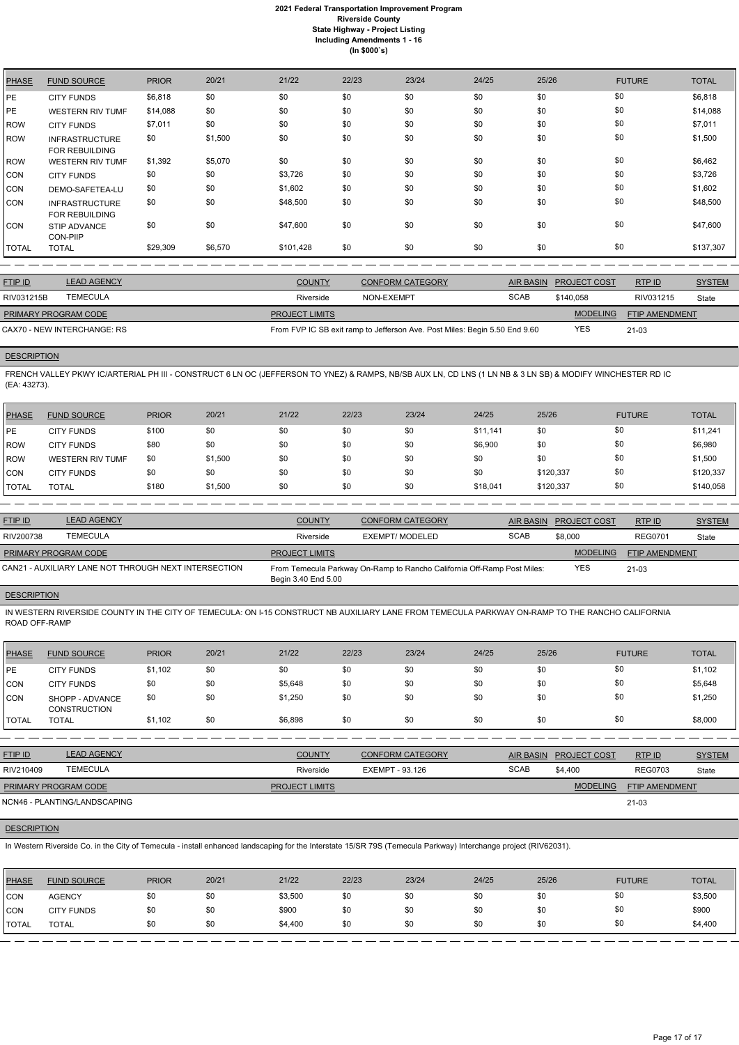# 2021 Federal Transportation Improvement Program
## Riverside County
### State Highway - Project Listing
### Including Amendments 1 - 16
### (In $000`s)

| PHASE | FUND SOURCE | PRIOR | 20/21 | 21/22 | 22/23 | 23/24 | 24/25 | 25/26 | FUTURE | TOTAL |
|---|---|---|---|---|---|---|---|---|---|---|
| PE | CITY FUNDS | $6,818 | $0 | $0 | $0 | $0 | $0 | $0 | $0 | $6,818 |
| PE | WESTERN RIV TUMF | $14,088 | $0 | $0 | $0 | $0 | $0 | $0 | $0 | $14,088 |
| ROW | CITY FUNDS | $7,011 | $0 | $0 | $0 | $0 | $0 | $0 | $0 | $7,011 |
| ROW | INFRASTRUCTURE FOR REBUILDING | $0 | $1,500 | $0 | $0 | $0 | $0 | $0 | $0 | $1,500 |
| ROW | WESTERN RIV TUMF | $1,392 | $5,070 | $0 | $0 | $0 | $0 | $0 | $0 | $6,462 |
| CON | CITY FUNDS | $0 | $0 | $3,726 | $0 | $0 | $0 | $0 | $0 | $3,726 |
| CON | DEMO-SAFETEA-LU | $0 | $0 | $1,602 | $0 | $0 | $0 | $0 | $0 | $1,602 |
| CON | INFRASTRUCTURE FOR REBUILDING | $0 | $0 | $48,500 | $0 | $0 | $0 | $0 | $0 | $48,500 |
| CON | STIP ADVANCE CON-PIIP | $0 | $0 | $47,600 | $0 | $0 | $0 | $0 | $0 | $47,600 |
| TOTAL | TOTAL | $29,309 | $6,570 | $101,428 | $0 | $0 | $0 | $0 | $0 | $137,307 |

| FTIP ID | LEAD AGENCY | COUNTY | CONFORM CATEGORY | AIR BASIN | PROJECT COST | RTP ID | SYSTEM |
|---|---|---|---|---|---|---|---|
| RIV031215B | TEMECULA | Riverside | NON-EXEMPT | SCAB | $140,058 | RIV031215 | State |

| PRIMARY PROGRAM CODE | PROJECT LIMITS | MODELING | FTIP AMENDMENT |
|---|---|---|---|
| CAX70 - NEW INTERCHANGE: RS | From FVP IC SB exit ramp to Jefferson Ave. Post Miles: Begin 5.50 End 9.60 | YES | 21-03 |

**DESCRIPTION**

FRENCH VALLEY PKWY IC/ARTERIAL PH III - CONSTRUCT 6 LN OC (JEFFERSON TO YNEZ) & RAMPS, NB/SB AUX LN, CD LNS (1 LN NB & 3 LN SB) & MODIFY WINCHESTER RD IC (EA: 43273).

| PHASE | FUND SOURCE | PRIOR | 20/21 | 21/22 | 22/23 | 23/24 | 24/25 | 25/26 | FUTURE | TOTAL |
|---|---|---|---|---|---|---|---|---|---|---|
| PE | CITY FUNDS | $100 | $0 | $0 | $0 | $0 | $11,141 | $0 | $0 | $11,241 |
| ROW | CITY FUNDS | $80 | $0 | $0 | $0 | $0 | $6,900 | $0 | $0 | $6,980 |
| ROW | WESTERN RIV TUMF | $0 | $1,500 | $0 | $0 | $0 | $0 | $0 | $0 | $1,500 |
| CON | CITY FUNDS | $0 | $0 | $0 | $0 | $0 | $0 | $120,337 | $0 | $120,337 |
| TOTAL | TOTAL | $180 | $1,500 | $0 | $0 | $0 | $18,041 | $120,337 | $0 | $140,058 |

| FTIP ID | LEAD AGENCY | COUNTY | CONFORM CATEGORY | AIR BASIN | PROJECT COST | RTP ID | SYSTEM |
|---|---|---|---|---|---|---|---|
| RIV200738 | TEMECULA | Riverside | EXEMPT/ MODELED | SCAB | $8,000 | REG0701 | State |

| PRIMARY PROGRAM CODE | PROJECT LIMITS | MODELING | FTIP AMENDMENT |
|---|---|---|---|
| CAN21 - AUXILIARY LANE NOT THROUGH NEXT INTERSECTION | From Temecula Parkway On-Ramp to Rancho California Off-Ramp Post Miles: Begin 3.40 End 5.00 | YES | 21-03 |

**DESCRIPTION**

IN WESTERN RIVERSIDE COUNTY IN THE CITY OF TEMECULA: ON I-15 CONSTRUCT NB AUXILIARY LANE FROM TEMECULA PARKWAY ON-RAMP TO THE RANCHO CALIFORNIA ROAD OFF-RAMP

| PHASE | FUND SOURCE | PRIOR | 20/21 | 21/22 | 22/23 | 23/24 | 24/25 | 25/26 | FUTURE | TOTAL |
|---|---|---|---|---|---|---|---|---|---|---|
| PE | CITY FUNDS | $1,102 | $0 | $0 | $0 | $0 | $0 | $0 | $0 | $1,102 |
| CON | CITY FUNDS | $0 | $0 | $5,648 | $0 | $0 | $0 | $0 | $0 | $5,648 |
| CON | SHOPP - ADVANCE CONSTRUCTION | $0 | $0 | $1,250 | $0 | $0 | $0 | $0 | $0 | $1,250 |
| TOTAL | TOTAL | $1,102 | $0 | $6,898 | $0 | $0 | $0 | $0 | $0 | $8,000 |

| FTIP ID | LEAD AGENCY | COUNTY | CONFORM CATEGORY | AIR BASIN | PROJECT COST | RTP ID | SYSTEM |
|---|---|---|---|---|---|---|---|
| RIV210409 | TEMECULA | Riverside | EXEMPT - 93.126 | SCAB | $4,400 | REG0703 | State |

| PRIMARY PROGRAM CODE | PROJECT LIMITS | MODELING | FTIP AMENDMENT |
|---|---|---|---|
| NCN46 - PLANTING/LANDSCAPING | | | 21-03 |

**DESCRIPTION**

In Western Riverside Co. in the City of Temecula - install enhanced landscaping for the Interstate 15/SR 79S (Temecula Parkway) Interchange project (RIV62031).

| PHASE | FUND SOURCE | PRIOR | 20/21 | 21/22 | 22/23 | 23/24 | 24/25 | 25/26 | FUTURE | TOTAL |
|---|---|---|---|---|---|---|---|---|---|---|
| CON | AGENCY | $0 | $0 | $3,500 | $0 | $0 | $0 | $0 | $0 | $3,500 |
| CON | CITY FUNDS | $0 | $0 | $900 | $0 | $0 | $0 | $0 | $0 | $900 |
| TOTAL | TOTAL | $0 | $0 | $4,400 | $0 | $0 | $0 | $0 | $0 | $4,400 |